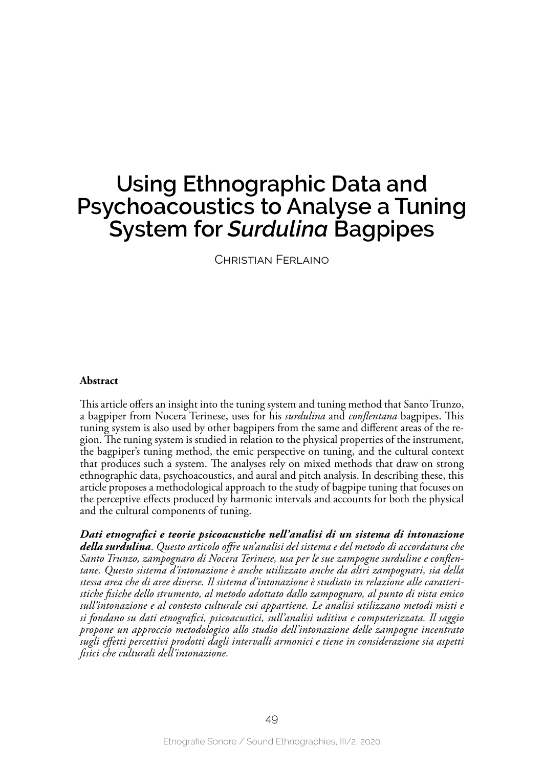# Using Ethnographic Data and Psychoacoustics to Analyse a Tuning System for *Surdulina* Bagpipes

Christian Ferlaino

**Abstract**

This article offers an insight into the tuning system and tuning method that Santo Trunzo, a bagpiper from Nocera Terinese, uses for his *surdulina* and *conflentana* bagpipes. This tuning system is also used by other bagpipers from the same and different areas of the region. The tuning system is studied in relation to the physical properties of the instrument, the bagpiper's tuning method, the emic perspective on tuning, and the cultural context that produces such a system. The analyses rely on mixed methods that draw on strong ethnographic data, psychoacoustics, and aural and pitch analysis. In describing these, this article proposes a methodological approach to the study of bagpipe tuning that focuses on the perceptive effects produced by harmonic intervals and accounts for both the physical and the cultural components of tuning.

***Dati etnografici e teorie psicoacustiche nell'analisi di un sistema di intonazione della surdulina***. *Questo articolo offre un'analisi del sistema e del metodo di accordatura che Santo Trunzo, zampognaro di Nocera Terinese, usa per le sue zampogne surduline e conflentane. Questo sistema d'intonazione è anche utilizzato anche da altri zampognari, sia della stessa area che di aree diverse. Il sistema d'intonazione è studiato in relazione alle caratteristiche fisiche dello strumento, al metodo adottato dallo zampognaro, al punto di vista emico sull'intonazione e al contesto culturale cui appartiene. Le analisi utilizzano metodi misti e si fondano su dati etnografici, psicoacustici, sull'analisi uditiva e computerizzata. Il saggio propone un approccio metodologico allo studio dell'intonazione delle zampogne incentrato sugli effetti percettivi prodotti dagli intervalli armonici e tiene in considerazione sia aspetti fisici che culturali dell'intonazione.*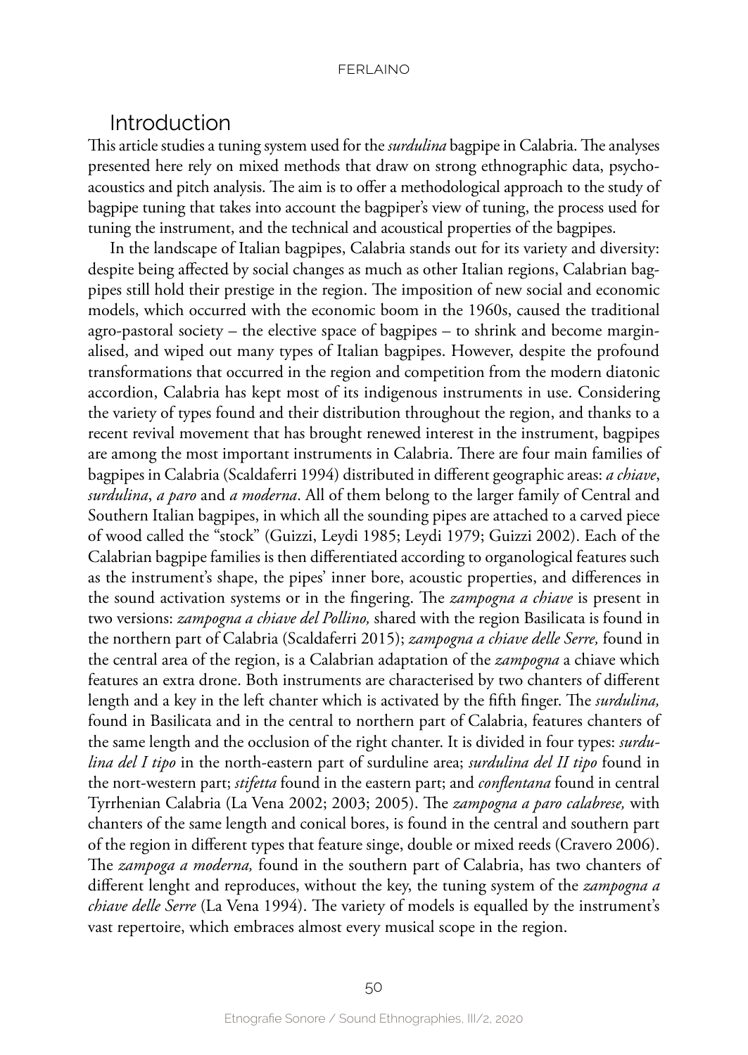## Introduction

This article studies a tuning system used for the *surdulina* bagpipe in Calabria. The analyses presented here rely on mixed methods that draw on strong ethnographic data, psychoacoustics and pitch analysis. The aim is to offer a methodological approach to the study of bagpipe tuning that takes into account the bagpiper's view of tuning, the process used for tuning the instrument, and the technical and acoustical properties of the bagpipes.

In the landscape of Italian bagpipes, Calabria stands out for its variety and diversity: despite being affected by social changes as much as other Italian regions, Calabrian bagpipes still hold their prestige in the region. The imposition of new social and economic models, which occurred with the economic boom in the 1960s, caused the traditional agro-pastoral society – the elective space of bagpipes – to shrink and become marginalised, and wiped out many types of Italian bagpipes. However, despite the profound transformations that occurred in the region and competition from the modern diatonic accordion, Calabria has kept most of its indigenous instruments in use. Considering the variety of types found and their distribution throughout the region, and thanks to a recent revival movement that has brought renewed interest in the instrument, bagpipes are among the most important instruments in Calabria. There are four main families of bagpipes in Calabria (Scaldaferri 1994) distributed in different geographic areas: *a chiave*, *surdulina*, *a paro* and *a moderna*. All of them belong to the larger family of Central and Southern Italian bagpipes, in which all the sounding pipes are attached to a carved piece of wood called the "stock" (Guizzi, Leydi 1985; Leydi 1979; Guizzi 2002). Each of the Calabrian bagpipe families is then differentiated according to organological features such as the instrument's shape, the pipes' inner bore, acoustic properties, and differences in the sound activation systems or in the fingering. The *zampogna a chiave* is present in two versions: *zampogna a chiave del Pollino,* shared with the region Basilicata is found in the northern part of Calabria (Scaldaferri 2015); *zampogna a chiave delle Serre,* found in the central area of the region, is a Calabrian adaptation of the *zampogna* a chiave which features an extra drone. Both instruments are characterised by two chanters of different length and a key in the left chanter which is activated by the fifth finger. The *surdulina,* found in Basilicata and in the central to northern part of Calabria, features chanters of the same length and the occlusion of the right chanter. It is divided in four types: *surdulina del I tipo* in the north-eastern part of surduline area; *surdulina del II tipo* found in the nort-western part; *stifetta* found in the eastern part; and *conflentana* found in central Tyrrhenian Calabria (La Vena 2002; 2003; 2005). The *zampogna a paro calabrese,* with chanters of the same length and conical bores, is found in the central and southern part of the region in different types that feature singe, double or mixed reeds (Cravero 2006). The *zampoga a moderna,* found in the southern part of Calabria, has two chanters of different lenght and reproduces, without the key, the tuning system of the *zampogna a chiave delle Serre* (La Vena 1994). The variety of models is equalled by the instrument's vast repertoire, which embraces almost every musical scope in the region.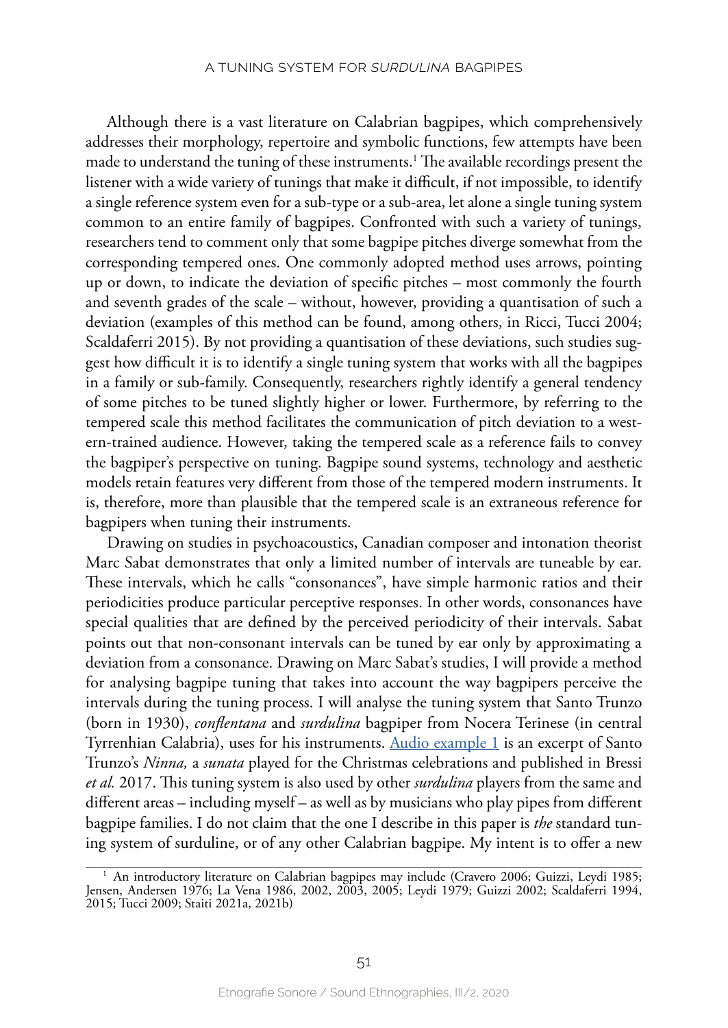Although there is a vast literature on Calabrian bagpipes, which comprehensively addresses their morphology, repertoire and symbolic functions, few attempts have been made to understand the tuning of these instruments.[1] The available recordings present the listener with a wide variety of tunings that make it difficult, if not impossible, to identify a single reference system even for a sub-type or a sub-area, let alone a single tuning system common to an entire family of bagpipes. Confronted with such a variety of tunings, researchers tend to comment only that some bagpipe pitches diverge somewhat from the corresponding tempered ones. One commonly adopted method uses arrows, pointing up or down, to indicate the deviation of specific pitches – most commonly the fourth and seventh grades of the scale – without, however, providing a quantisation of such a deviation (examples of this method can be found, among others, in Ricci, Tucci 2004; Scaldaferri 2015). By not providing a quantisation of these deviations, such studies suggest how difficult it is to identify a single tuning system that works with all the bagpipes in a family or sub-family. Consequently, researchers rightly identify a general tendency of some pitches to be tuned slightly higher or lower. Furthermore, by referring to the tempered scale this method facilitates the communication of pitch deviation to a western-trained audience. However, taking the tempered scale as a reference fails to convey the bagpiper's perspective on tuning. Bagpipe sound systems, technology and aesthetic models retain features very different from those of the tempered modern instruments. It is, therefore, more than plausible that the tempered scale is an extraneous reference for bagpipers when tuning their instruments.

Drawing on studies in psychoacoustics, Canadian composer and intonation theorist Marc Sabat demonstrates that only a limited number of intervals are tuneable by ear. These intervals, which he calls "consonances", have simple harmonic ratios and their periodicities produce particular perceptive responses. In other words, consonances have special qualities that are defined by the perceived periodicity of their intervals. Sabat points out that non-consonant intervals can be tuned by ear only by approximating a deviation from a consonance. Drawing on Marc Sabat's studies, I will provide a method for analysing bagpipe tuning that takes into account the way bagpipers perceive the intervals during the tuning process. I will analyse the tuning system that Santo Trunzo (born in 1930), *conflentana* and *surdulina* bagpiper from Nocera Terinese (in central Tyrrhenian Calabria), uses for his instruments. Audio example 1 is an excerpt of Santo Trunzo's *Ninna,* a *sunata* played for the Christmas celebrations and published in Bressi *et al.* 2017. This tuning system is also used by other *surdulina* players from the same and different areas – including myself – as well as by musicians who play pipes from different bagpipe families. I do not claim that the one I describe in this paper is *the* standard tuning system of surduline, or of any other Calabrian bagpipe. My intent is to offer a new

[1] An introductory literature on Calabrian bagpipes may include (Cravero 2006; Guizzi, Leydi 1985; Jensen, Andersen 1976; La Vena 1986, 2002, 2003, 2005; Leydi 1979; Guizzi 2002; Scaldaferri 1994, 2015; Tucci 2009; Staiti 2021a, 2021b)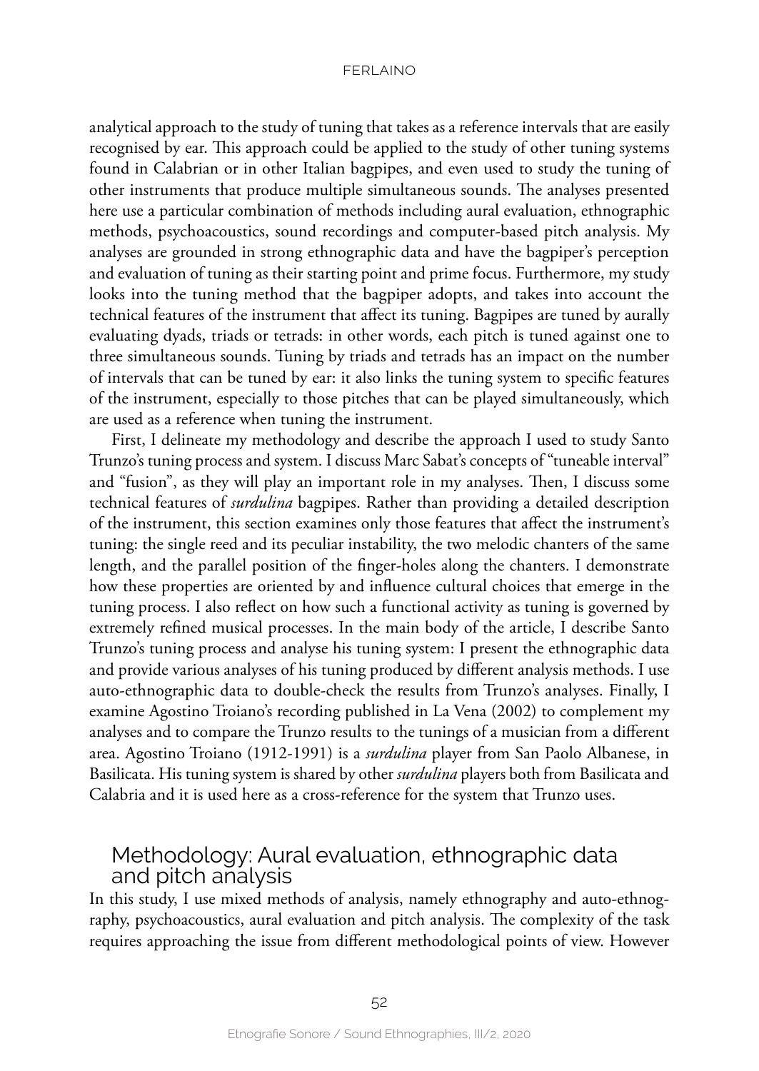analytical approach to the study of tuning that takes as a reference intervals that are easily recognised by ear. This approach could be applied to the study of other tuning systems found in Calabrian or in other Italian bagpipes, and even used to study the tuning of other instruments that produce multiple simultaneous sounds. The analyses presented here use a particular combination of methods including aural evaluation, ethnographic methods, psychoacoustics, sound recordings and computer-based pitch analysis. My analyses are grounded in strong ethnographic data and have the bagpiper's perception and evaluation of tuning as their starting point and prime focus. Furthermore, my study looks into the tuning method that the bagpiper adopts, and takes into account the technical features of the instrument that affect its tuning. Bagpipes are tuned by aurally evaluating dyads, triads or tetrads: in other words, each pitch is tuned against one to three simultaneous sounds. Tuning by triads and tetrads has an impact on the number of intervals that can be tuned by ear: it also links the tuning system to specific features of the instrument, especially to those pitches that can be played simultaneously, which are used as a reference when tuning the instrument.

First, I delineate my methodology and describe the approach I used to study Santo Trunzo's tuning process and system. I discuss Marc Sabat's concepts of "tuneable interval" and "fusion", as they will play an important role in my analyses. Then, I discuss some technical features of *surdulina* bagpipes. Rather than providing a detailed description of the instrument, this section examines only those features that affect the instrument's tuning: the single reed and its peculiar instability, the two melodic chanters of the same length, and the parallel position of the finger-holes along the chanters. I demonstrate how these properties are oriented by and influence cultural choices that emerge in the tuning process. I also reflect on how such a functional activity as tuning is governed by extremely refined musical processes. In the main body of the article, I describe Santo Trunzo's tuning process and analyse his tuning system: I present the ethnographic data and provide various analyses of his tuning produced by different analysis methods. I use auto-ethnographic data to double-check the results from Trunzo's analyses. Finally, I examine Agostino Troiano's recording published in La Vena (2002) to complement my analyses and to compare the Trunzo results to the tunings of a musician from a different area. Agostino Troiano (1912-1991) is a *surdulina* player from San Paolo Albanese, in Basilicata. His tuning system is shared by other *surdulina* players both from Basilicata and Calabria and it is used here as a cross-reference for the system that Trunzo uses.

## Methodology: Aural evaluation, ethnographic data and pitch analysis

In this study, I use mixed methods of analysis, namely ethnography and auto-ethnography, psychoacoustics, aural evaluation and pitch analysis. The complexity of the task requires approaching the issue from different methodological points of view. However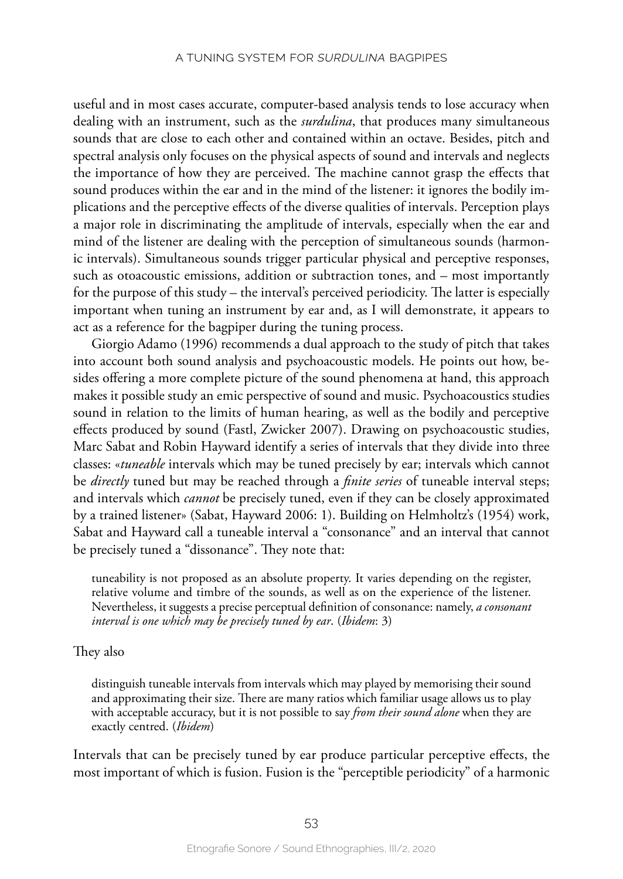useful and in most cases accurate, computer-based analysis tends to lose accuracy when dealing with an instrument, such as the *surdulina*, that produces many simultaneous sounds that are close to each other and contained within an octave. Besides, pitch and spectral analysis only focuses on the physical aspects of sound and intervals and neglects the importance of how they are perceived. The machine cannot grasp the effects that sound produces within the ear and in the mind of the listener: it ignores the bodily implications and the perceptive effects of the diverse qualities of intervals. Perception plays a major role in discriminating the amplitude of intervals, especially when the ear and mind of the listener are dealing with the perception of simultaneous sounds (harmonic intervals). Simultaneous sounds trigger particular physical and perceptive responses, such as otoacoustic emissions, addition or subtraction tones, and – most importantly for the purpose of this study – the interval's perceived periodicity. The latter is especially important when tuning an instrument by ear and, as I will demonstrate, it appears to act as a reference for the bagpiper during the tuning process.

Giorgio Adamo (1996) recommends a dual approach to the study of pitch that takes into account both sound analysis and psychoacoustic models. He points out how, besides offering a more complete picture of the sound phenomena at hand, this approach makes it possible study an emic perspective of sound and music. Psychoacoustics studies sound in relation to the limits of human hearing, as well as the bodily and perceptive effects produced by sound (Fastl, Zwicker 2007). Drawing on psychoacoustic studies, Marc Sabat and Robin Hayward identify a series of intervals that they divide into three classes: «*tuneable* intervals which may be tuned precisely by ear; intervals which cannot be *directly* tuned but may be reached through a *finite series* of tuneable interval steps; and intervals which *cannot* be precisely tuned, even if they can be closely approximated by a trained listener» (Sabat, Hayward 2006: 1). Building on Helmholtz's (1954) work, Sabat and Hayward call a tuneable interval a "consonance" and an interval that cannot be precisely tuned a "dissonance". They note that:

> tuneability is not proposed as an absolute property. It varies depending on the register, relative volume and timbre of the sounds, as well as on the experience of the listener. Nevertheless, it suggests a precise perceptual definition of consonance: namely, *a consonant interval is one which may be precisely tuned by ear*. (*Ibidem*: 3)

They also

> distinguish tuneable intervals from intervals which may played by memorising their sound and approximating their size. There are many ratios which familiar usage allows us to play with acceptable accuracy, but it is not possible to say *from their sound alone* when they are exactly centred. (*Ibidem*)

Intervals that can be precisely tuned by ear produce particular perceptive effects, the most important of which is fusion. Fusion is the "perceptible periodicity" of a harmonic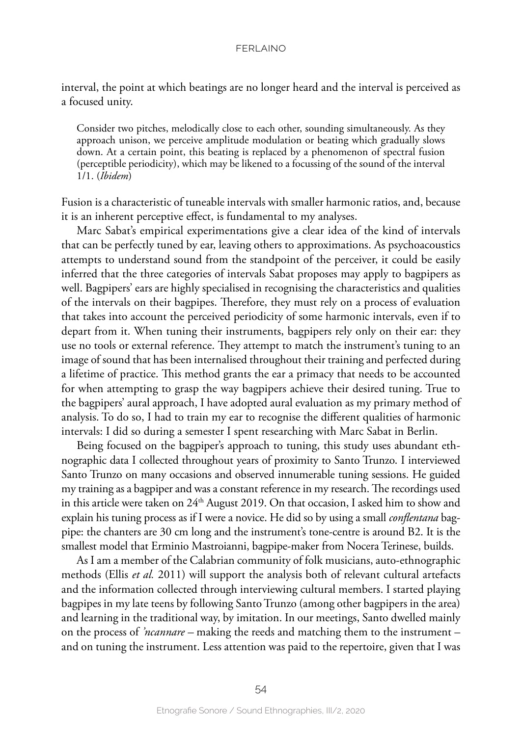interval, the point at which beatings are no longer heard and the interval is perceived as a focused unity.

> Consider two pitches, melodically close to each other, sounding simultaneously. As they approach unison, we perceive amplitude modulation or beating which gradually slows down. At a certain point, this beating is replaced by a phenomenon of spectral fusion (perceptible periodicity), which may be likened to a focussing of the sound of the interval 1/1. (*Ibidem*)

Fusion is a characteristic of tuneable intervals with smaller harmonic ratios, and, because it is an inherent perceptive effect, is fundamental to my analyses.

Marc Sabat's empirical experimentations give a clear idea of the kind of intervals that can be perfectly tuned by ear, leaving others to approximations. As psychoacoustics attempts to understand sound from the standpoint of the perceiver, it could be easily inferred that the three categories of intervals Sabat proposes may apply to bagpipers as well. Bagpipers' ears are highly specialised in recognising the characteristics and qualities of the intervals on their bagpipes. Therefore, they must rely on a process of evaluation that takes into account the perceived periodicity of some harmonic intervals, even if to depart from it. When tuning their instruments, bagpipers rely only on their ear: they use no tools or external reference. They attempt to match the instrument's tuning to an image of sound that has been internalised throughout their training and perfected during a lifetime of practice. This method grants the ear a primacy that needs to be accounted for when attempting to grasp the way bagpipers achieve their desired tuning. True to the bagpipers' aural approach, I have adopted aural evaluation as my primary method of analysis. To do so, I had to train my ear to recognise the different qualities of harmonic intervals: I did so during a semester I spent researching with Marc Sabat in Berlin.

Being focused on the bagpiper's approach to tuning, this study uses abundant ethnographic data I collected throughout years of proximity to Santo Trunzo. I interviewed Santo Trunzo on many occasions and observed innumerable tuning sessions. He guided my training as a bagpiper and was a constant reference in my research. The recordings used in this article were taken on 24th August 2019. On that occasion, I asked him to show and explain his tuning process as if I were a novice. He did so by using a small *conflentana* bagpipe: the chanters are 30 cm long and the instrument's tone-centre is around B2. It is the smallest model that Erminio Mastroianni, bagpipe-maker from Nocera Terinese, builds.

As I am a member of the Calabrian community of folk musicians, auto-ethnographic methods (Ellis *et al.* 2011) will support the analysis both of relevant cultural artefacts and the information collected through interviewing cultural members. I started playing bagpipes in my late teens by following Santo Trunzo (among other bagpipers in the area) and learning in the traditional way, by imitation. In our meetings, Santo dwelled mainly on the process of *'ncannare* – making the reeds and matching them to the instrument – and on tuning the instrument. Less attention was paid to the repertoire, given that I was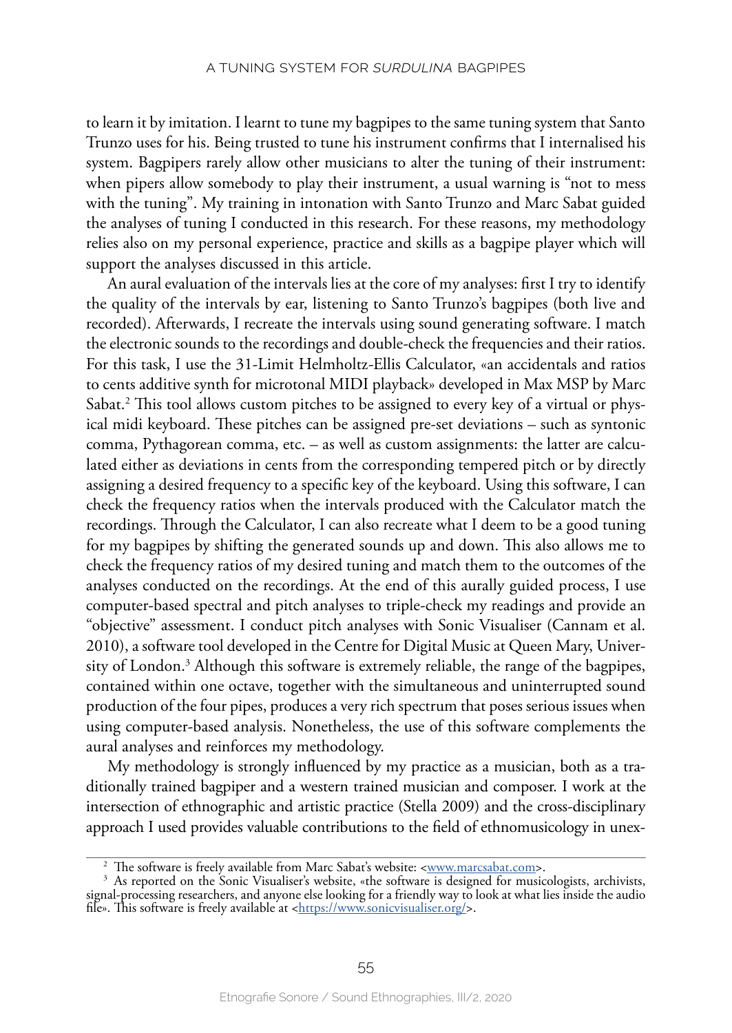to learn it by imitation. I learnt to tune my bagpipes to the same tuning system that Santo Trunzo uses for his. Being trusted to tune his instrument confirms that I internalised his system. Bagpipers rarely allow other musicians to alter the tuning of their instrument: when pipers allow somebody to play their instrument, a usual warning is "not to mess with the tuning". My training in intonation with Santo Trunzo and Marc Sabat guided the analyses of tuning I conducted in this research. For these reasons, my methodology relies also on my personal experience, practice and skills as a bagpipe player which will support the analyses discussed in this article.

An aural evaluation of the intervals lies at the core of my analyses: first I try to identify the quality of the intervals by ear, listening to Santo Trunzo's bagpipes (both live and recorded). Afterwards, I recreate the intervals using sound generating software. I match the electronic sounds to the recordings and double-check the frequencies and their ratios. For this task, I use the 31-Limit Helmholtz-Ellis Calculator, «an accidentals and ratios to cents additive synth for microtonal MIDI playback» developed in Max MSP by Marc Sabat.[2] This tool allows custom pitches to be assigned to every key of a virtual or physical midi keyboard. These pitches can be assigned pre-set deviations – such as syntonic comma, Pythagorean comma, etc. – as well as custom assignments: the latter are calculated either as deviations in cents from the corresponding tempered pitch or by directly assigning a desired frequency to a specific key of the keyboard. Using this software, I can check the frequency ratios when the intervals produced with the Calculator match the recordings. Through the Calculator, I can also recreate what I deem to be a good tuning for my bagpipes by shifting the generated sounds up and down. This also allows me to check the frequency ratios of my desired tuning and match them to the outcomes of the analyses conducted on the recordings. At the end of this aurally guided process, I use computer-based spectral and pitch analyses to triple-check my readings and provide an "objective" assessment. I conduct pitch analyses with Sonic Visualiser (Cannam et al. 2010), a software tool developed in the Centre for Digital Music at Queen Mary, University of London.[3] Although this software is extremely reliable, the range of the bagpipes, contained within one octave, together with the simultaneous and uninterrupted sound production of the four pipes, produces a very rich spectrum that poses serious issues when using computer-based analysis. Nonetheless, the use of this software complements the aural analyses and reinforces my methodology.

My methodology is strongly influenced by my practice as a musician, both as a traditionally trained bagpiper and a western trained musician and composer. I work at the intersection of ethnographic and artistic practice (Stella 2009) and the cross-disciplinary approach I used provides valuable contributions to the field of ethnomusicology in unex-

---

[2] The software is freely available from Marc Sabat's website: <www.marcsabat.com>.

[3] As reported on the Sonic Visualiser's website, «the software is designed for musicologists, archivists, signal-processing researchers, and anyone else looking for a friendly way to look at what lies inside the audio file». This software is freely available at <https://www.sonicvisualiser.org/>.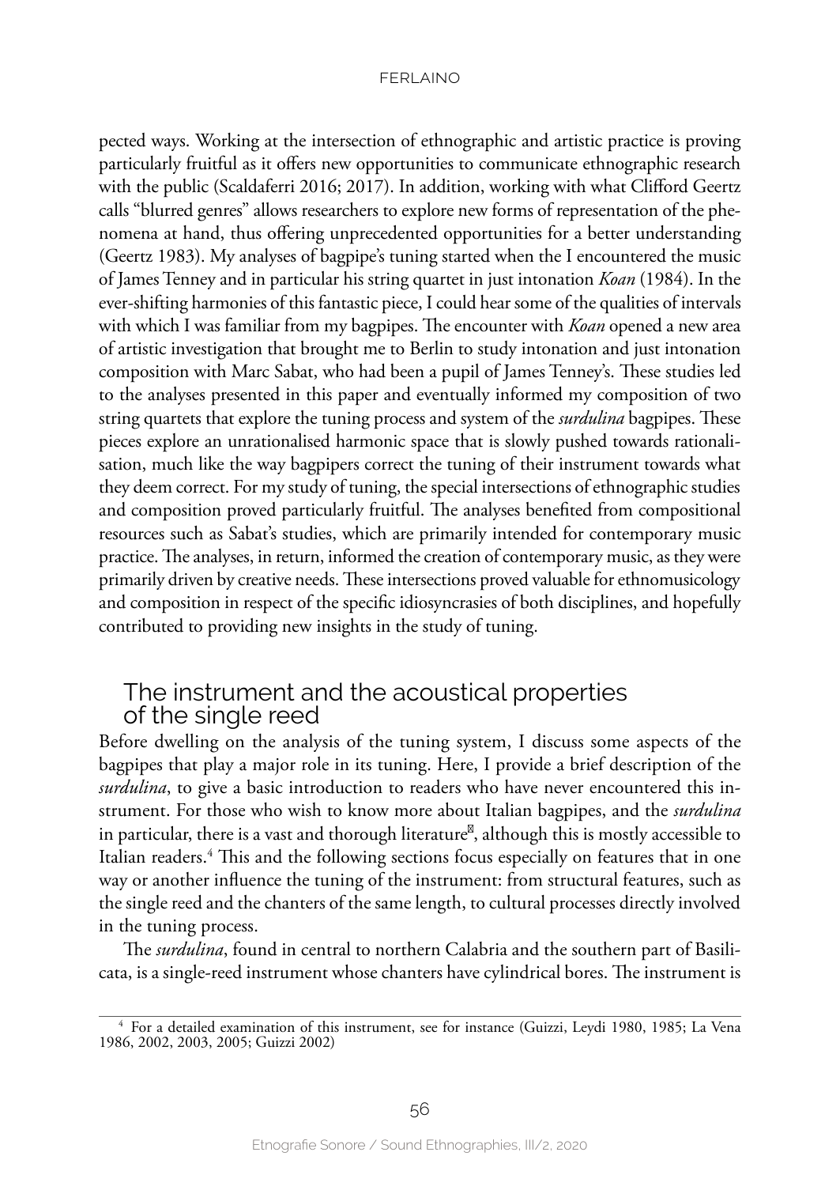pected ways. Working at the intersection of ethnographic and artistic practice is proving particularly fruitful as it offers new opportunities to communicate ethnographic research with the public (Scaldaferri 2016; 2017). In addition, working with what Clifford Geertz calls "blurred genres" allows researchers to explore new forms of representation of the phenomena at hand, thus offering unprecedented opportunities for a better understanding (Geertz 1983). My analyses of bagpipe's tuning started when the I encountered the music of James Tenney and in particular his string quartet in just intonation *Koan* (1984). In the ever-shifting harmonies of this fantastic piece, I could hear some of the qualities of intervals with which I was familiar from my bagpipes. The encounter with *Koan* opened a new area of artistic investigation that brought me to Berlin to study intonation and just intonation composition with Marc Sabat, who had been a pupil of James Tenney's. These studies led to the analyses presented in this paper and eventually informed my composition of two string quartets that explore the tuning process and system of the *surdulina* bagpipes. These pieces explore an unrationalised harmonic space that is slowly pushed towards rationalisation, much like the way bagpipers correct the tuning of their instrument towards what they deem correct. For my study of tuning, the special intersections of ethnographic studies and composition proved particularly fruitful. The analyses benefited from compositional resources such as Sabat's studies, which are primarily intended for contemporary music practice. The analyses, in return, informed the creation of contemporary music, as they were primarily driven by creative needs. These intersections proved valuable for ethnomusicology and composition in respect of the specific idiosyncrasies of both disciplines, and hopefully contributed to providing new insights in the study of tuning.

## The instrument and the acoustical properties of the single reed

Before dwelling on the analysis of the tuning system, I discuss some aspects of the bagpipes that play a major role in its tuning. Here, I provide a brief description of the *surdulina*, to give a basic introduction to readers who have never encountered this instrument. For those who wish to know more about Italian bagpipes, and the *surdulina* in particular, there is a vast and thorough literature, although this is mostly accessible to Italian readers.[4] This and the following sections focus especially on features that in one way or another influence the tuning of the instrument: from structural features, such as the single reed and the chanters of the same length, to cultural processes directly involved in the tuning process.

The *surdulina*, found in central to northern Calabria and the southern part of Basilicata, is a single-reed instrument whose chanters have cylindrical bores. The instrument is

[4] For a detailed examination of this instrument, see for instance (Guizzi, Leydi 1980, 1985; La Vena 1986, 2002, 2003, 2005; Guizzi 2002)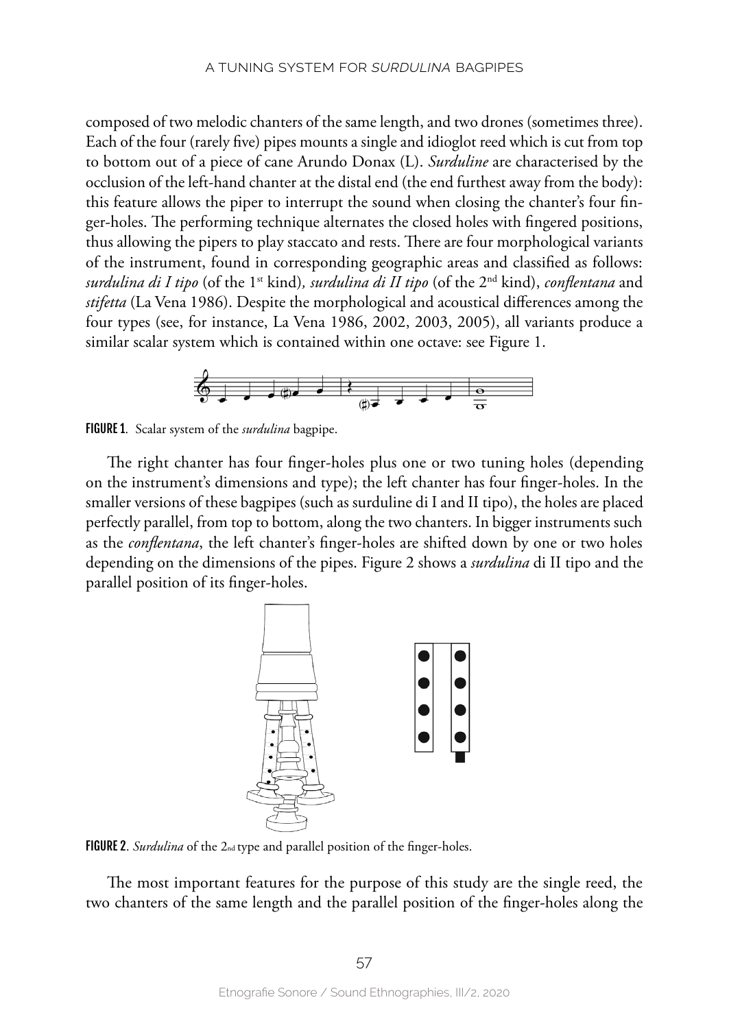composed of two melodic chanters of the same length, and two drones (sometimes three). Each of the four (rarely five) pipes mounts a single and idioglot reed which is cut from top to bottom out of a piece of cane Arundo Donax (L). *Surduline* are characterised by the occlusion of the left-hand chanter at the distal end (the end furthest away from the body): this feature allows the piper to interrupt the sound when closing the chanter's four finger-holes. The performing technique alternates the closed holes with fingered positions, thus allowing the pipers to play staccato and rests. There are four morphological variants of the instrument, found in corresponding geographic areas and classified as follows: *surdulina di I tipo* (of the 1st kind)*, surdulina di II tipo* (of the 2nd kind), *conflentana* and *stifetta* (La Vena 1986). Despite the morphological and acoustical differences among the four types (see, for instance, La Vena 1986, 2002, 2003, 2005), all variants produce a similar scalar system which is contained within one octave: see Figure 1.

**FIGURE 1**. Scalar system of the *surdulina* bagpipe.

The right chanter has four finger-holes plus one or two tuning holes (depending on the instrument's dimensions and type); the left chanter has four finger-holes. In the smaller versions of these bagpipes (such as surduline di I and II tipo), the holes are placed perfectly parallel, from top to bottom, along the two chanters. In bigger instruments such as the *conflentana*, the left chanter's finger-holes are shifted down by one or two holes depending on the dimensions of the pipes. Figure 2 shows a *surdulina* di II tipo and the parallel position of its finger-holes.

**FIGURE 2**. *Surdulina* of the 2nd type and parallel position of the finger-holes.

The most important features for the purpose of this study are the single reed, the two chanters of the same length and the parallel position of the finger-holes along the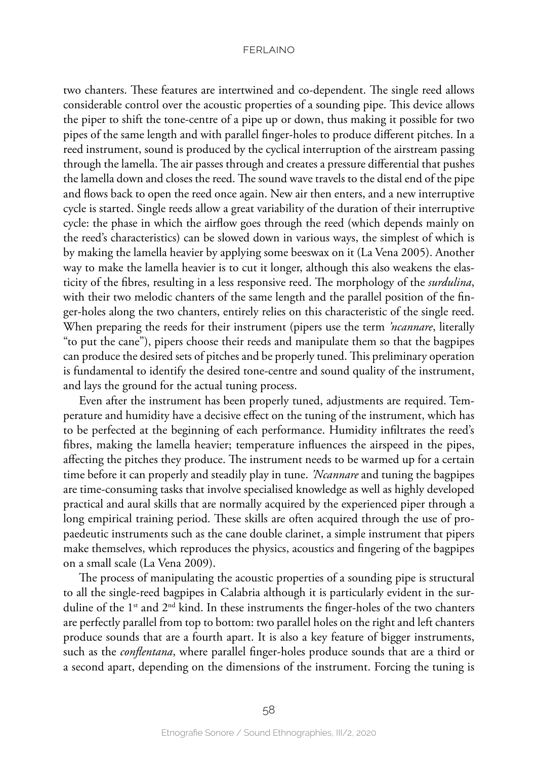two chanters. These features are intertwined and co-dependent. The single reed allows considerable control over the acoustic properties of a sounding pipe. This device allows the piper to shift the tone-centre of a pipe up or down, thus making it possible for two pipes of the same length and with parallel finger-holes to produce different pitches. In a reed instrument, sound is produced by the cyclical interruption of the airstream passing through the lamella. The air passes through and creates a pressure differential that pushes the lamella down and closes the reed. The sound wave travels to the distal end of the pipe and flows back to open the reed once again. New air then enters, and a new interruptive cycle is started. Single reeds allow a great variability of the duration of their interruptive cycle: the phase in which the airflow goes through the reed (which depends mainly on the reed's characteristics) can be slowed down in various ways, the simplest of which is by making the lamella heavier by applying some beeswax on it (La Vena 2005). Another way to make the lamella heavier is to cut it longer, although this also weakens the elasticity of the fibres, resulting in a less responsive reed. The morphology of the *surdulina*, with their two melodic chanters of the same length and the parallel position of the finger-holes along the two chanters, entirely relies on this characteristic of the single reed. When preparing the reeds for their instrument (pipers use the term *'ncannare*, literally "to put the cane"), pipers choose their reeds and manipulate them so that the bagpipes can produce the desired sets of pitches and be properly tuned. This preliminary operation is fundamental to identify the desired tone-centre and sound quality of the instrument, and lays the ground for the actual tuning process.

Even after the instrument has been properly tuned, adjustments are required. Temperature and humidity have a decisive effect on the tuning of the instrument, which has to be perfected at the beginning of each performance. Humidity infiltrates the reed's fibres, making the lamella heavier; temperature influences the airspeed in the pipes, affecting the pitches they produce. The instrument needs to be warmed up for a certain time before it can properly and steadily play in tune. *'Ncannare* and tuning the bagpipes are time-consuming tasks that involve specialised knowledge as well as highly developed practical and aural skills that are normally acquired by the experienced piper through a long empirical training period. These skills are often acquired through the use of propaedeutic instruments such as the cane double clarinet, a simple instrument that pipers make themselves, which reproduces the physics, acoustics and fingering of the bagpipes on a small scale (La Vena 2009).

The process of manipulating the acoustic properties of a sounding pipe is structural to all the single-reed bagpipes in Calabria although it is particularly evident in the surduline of the 1st and 2nd kind. In these instruments the finger-holes of the two chanters are perfectly parallel from top to bottom: two parallel holes on the right and left chanters produce sounds that are a fourth apart. It is also a key feature of bigger instruments, such as the *conflentana*, where parallel finger-holes produce sounds that are a third or a second apart, depending on the dimensions of the instrument. Forcing the tuning is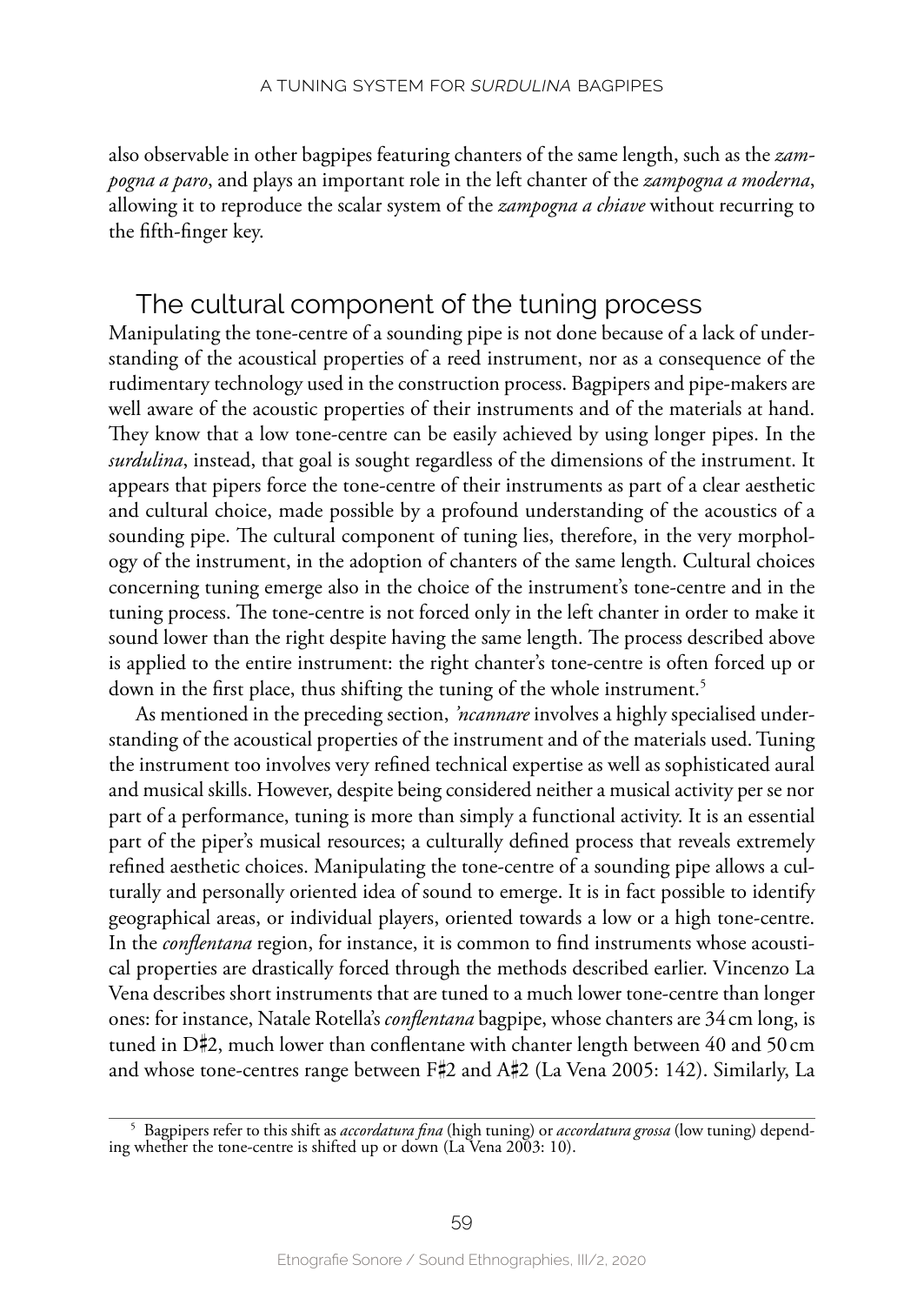also observable in other bagpipes featuring chanters of the same length, such as the *zampogna a paro*, and plays an important role in the left chanter of the *zampogna a moderna*, allowing it to reproduce the scalar system of the *zampogna a chiave* without recurring to the fifth-finger key.

## The cultural component of the tuning process

Manipulating the tone-centre of a sounding pipe is not done because of a lack of understanding of the acoustical properties of a reed instrument, nor as a consequence of the rudimentary technology used in the construction process. Bagpipers and pipe-makers are well aware of the acoustic properties of their instruments and of the materials at hand. They know that a low tone-centre can be easily achieved by using longer pipes. In the *surdulina*, instead, that goal is sought regardless of the dimensions of the instrument. It appears that pipers force the tone-centre of their instruments as part of a clear aesthetic and cultural choice, made possible by a profound understanding of the acoustics of a sounding pipe. The cultural component of tuning lies, therefore, in the very morphology of the instrument, in the adoption of chanters of the same length. Cultural choices concerning tuning emerge also in the choice of the instrument's tone-centre and in the tuning process. The tone-centre is not forced only in the left chanter in order to make it sound lower than the right despite having the same length. The process described above is applied to the entire instrument: the right chanter's tone-centre is often forced up or down in the first place, thus shifting the tuning of the whole instrument.[5]

As mentioned in the preceding section, *'ncannare* involves a highly specialised understanding of the acoustical properties of the instrument and of the materials used. Tuning the instrument too involves very refined technical expertise as well as sophisticated aural and musical skills. However, despite being considered neither a musical activity per se nor part of a performance, tuning is more than simply a functional activity. It is an essential part of the piper's musical resources; a culturally defined process that reveals extremely refined aesthetic choices. Manipulating the tone-centre of a sounding pipe allows a culturally and personally oriented idea of sound to emerge. It is in fact possible to identify geographical areas, or individual players, oriented towards a low or a high tone-centre. In the *conflentana* region, for instance, it is common to find instruments whose acoustical properties are drastically forced through the methods described earlier. Vincenzo La Vena describes short instruments that are tuned to a much lower tone-centre than longer ones: for instance, Natale Rotella's *conflentana* bagpipe, whose chanters are 34 cm long, is tuned in D♯2, much lower than conflentane with chanter length between 40 and 50 cm and whose tone-centres range between F♯2 and A♯2 (La Vena 2005: 142). Similarly, La

[5] Bagpipers refer to this shift as *accordatura fina* (high tuning) or *accordatura grossa* (low tuning) depending whether the tone-centre is shifted up or down (La Vena 2003: 10).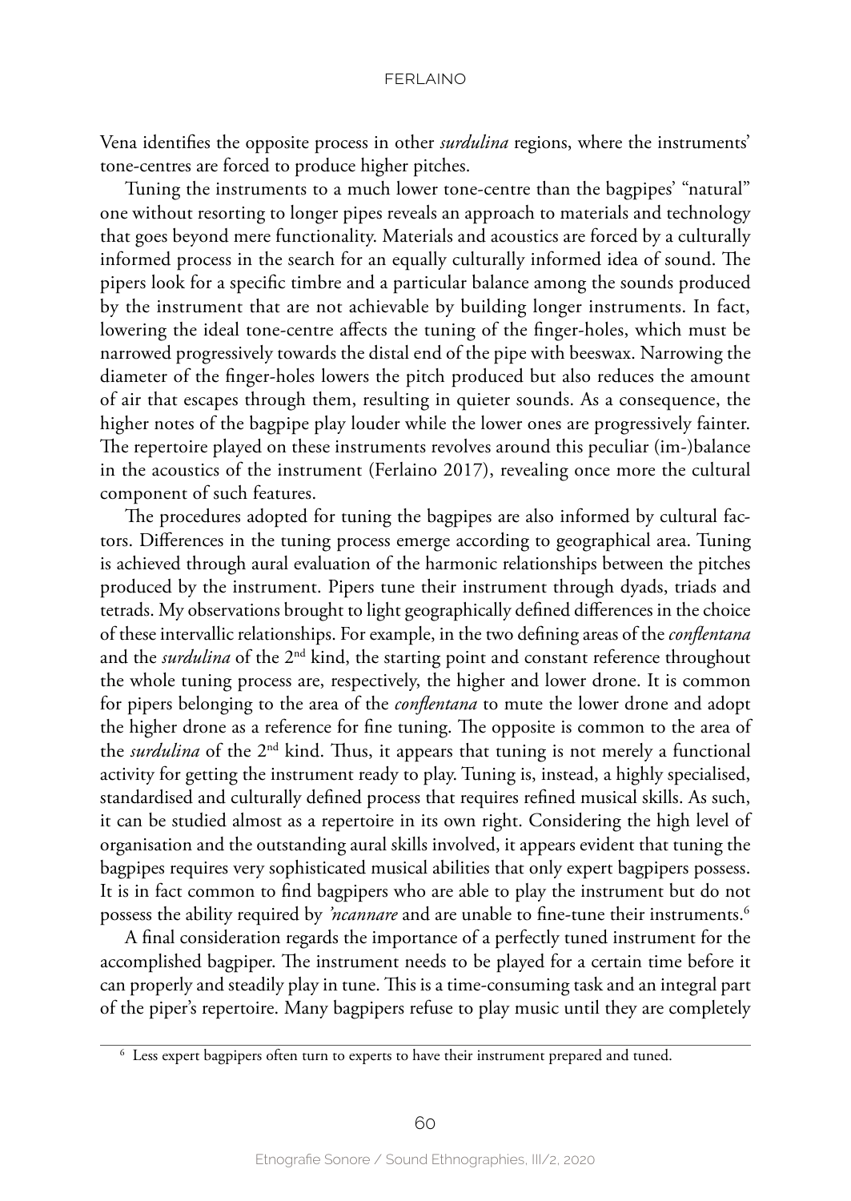Vena identifies the opposite process in other *surdulina* regions, where the instruments' tone-centres are forced to produce higher pitches.

Tuning the instruments to a much lower tone-centre than the bagpipes' "natural" one without resorting to longer pipes reveals an approach to materials and technology that goes beyond mere functionality. Materials and acoustics are forced by a culturally informed process in the search for an equally culturally informed idea of sound. The pipers look for a specific timbre and a particular balance among the sounds produced by the instrument that are not achievable by building longer instruments. In fact, lowering the ideal tone-centre affects the tuning of the finger-holes, which must be narrowed progressively towards the distal end of the pipe with beeswax. Narrowing the diameter of the finger-holes lowers the pitch produced but also reduces the amount of air that escapes through them, resulting in quieter sounds. As a consequence, the higher notes of the bagpipe play louder while the lower ones are progressively fainter. The repertoire played on these instruments revolves around this peculiar (im-)balance in the acoustics of the instrument (Ferlaino 2017), revealing once more the cultural component of such features.

The procedures adopted for tuning the bagpipes are also informed by cultural factors. Differences in the tuning process emerge according to geographical area. Tuning is achieved through aural evaluation of the harmonic relationships between the pitches produced by the instrument. Pipers tune their instrument through dyads, triads and tetrads. My observations brought to light geographically defined differences in the choice of these intervallic relationships. For example, in the two defining areas of the *conflentana* and the *surdulina* of the 2nd kind, the starting point and constant reference throughout the whole tuning process are, respectively, the higher and lower drone. It is common for pipers belonging to the area of the *conflentana* to mute the lower drone and adopt the higher drone as a reference for fine tuning. The opposite is common to the area of the *surdulina* of the 2nd kind. Thus, it appears that tuning is not merely a functional activity for getting the instrument ready to play. Tuning is, instead, a highly specialised, standardised and culturally defined process that requires refined musical skills. As such, it can be studied almost as a repertoire in its own right. Considering the high level of organisation and the outstanding aural skills involved, it appears evident that tuning the bagpipes requires very sophisticated musical abilities that only expert bagpipers possess. It is in fact common to find bagpipers who are able to play the instrument but do not possess the ability required by *'ncannare* and are unable to fine-tune their instruments.[6]

A final consideration regards the importance of a perfectly tuned instrument for the accomplished bagpiper. The instrument needs to be played for a certain time before it can properly and steadily play in tune. This is a time-consuming task and an integral part of the piper's repertoire. Many bagpipers refuse to play music until they are completely

[6] Less expert bagpipers often turn to experts to have their instrument prepared and tuned.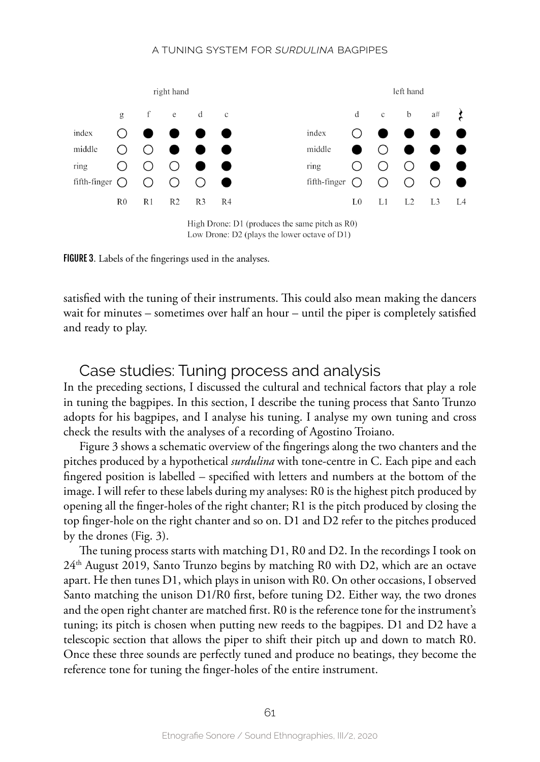right hand

g f e d c

index

middle

ring

fifth-finger

R0 R1 R2 R3 R4

left hand

d c b a#

index

middle

ring

fifth-finger

L0 L1 L2 L3 L4

High Drone: D1 (produces the same pitch as R0)
Low Drone: D2 (plays the lower octave of D1)

**FIGURE 3.** Labels of the fingerings used in the analyses.

satisfied with the tuning of their instruments. This could also mean making the dancers wait for minutes – sometimes over half an hour – until the piper is completely satisfied and ready to play.

## Case studies: Tuning process and analysis

In the preceding sections, I discussed the cultural and technical factors that play a role in tuning the bagpipes. In this section, I describe the tuning process that Santo Trunzo adopts for his bagpipes, and I analyse his tuning. I analyse my own tuning and cross check the results with the analyses of a recording of Agostino Troiano.

Figure 3 shows a schematic overview of the fingerings along the two chanters and the pitches produced by a hypothetical *surdulina* with tone-centre in C. Each pipe and each fingered position is labelled – specified with letters and numbers at the bottom of the image. I will refer to these labels during my analyses: R0 is the highest pitch produced by opening all the finger-holes of the right chanter; R1 is the pitch produced by closing the top finger-hole on the right chanter and so on. D1 and D2 refer to the pitches produced by the drones (Fig. 3).

The tuning process starts with matching D1, R0 and D2. In the recordings I took on 24th August 2019, Santo Trunzo begins by matching R0 with D2, which are an octave apart. He then tunes D1, which plays in unison with R0. On other occasions, I observed Santo matching the unison D1/R0 first, before tuning D2. Either way, the two drones and the open right chanter are matched first. R0 is the reference tone for the instrument's tuning; its pitch is chosen when putting new reeds to the bagpipes. D1 and D2 have a telescopic section that allows the piper to shift their pitch up and down to match R0. Once these three sounds are perfectly tuned and produce no beatings, they become the reference tone for tuning the finger-holes of the entire instrument.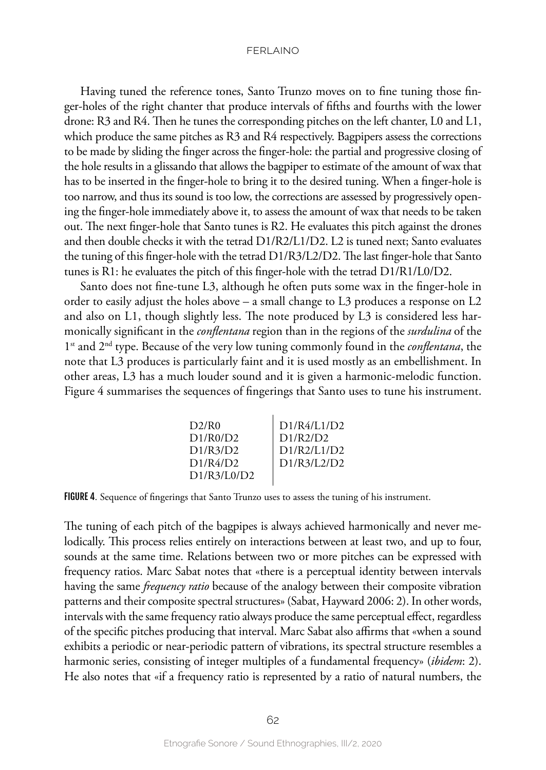Having tuned the reference tones, Santo Trunzo moves on to fine tuning those finger-holes of the right chanter that produce intervals of fifths and fourths with the lower drone: R3 and R4. Then he tunes the corresponding pitches on the left chanter, L0 and L1, which produce the same pitches as R3 and R4 respectively. Bagpipers assess the corrections to be made by sliding the finger across the finger-hole: the partial and progressive closing of the hole results in a glissando that allows the bagpiper to estimate of the amount of wax that has to be inserted in the finger-hole to bring it to the desired tuning. When a finger-hole is too narrow, and thus its sound is too low, the corrections are assessed by progressively opening the finger-hole immediately above it, to assess the amount of wax that needs to be taken out. The next finger-hole that Santo tunes is R2. He evaluates this pitch against the drones and then double checks it with the tetrad D1/R2/L1/D2. L2 is tuned next; Santo evaluates the tuning of this finger-hole with the tetrad D1/R3/L2/D2. The last finger-hole that Santo tunes is R1: he evaluates the pitch of this finger-hole with the tetrad D1/R1/L0/D2.

Santo does not fine-tune L3, although he often puts some wax in the finger-hole in order to easily adjust the holes above – a small change to L3 produces a response on L2 and also on L1, though slightly less. The note produced by L3 is considered less harmonically significant in the *conflentana* region than in the regions of the *surdulina* of the 1st and 2nd type. Because of the very low tuning commonly found in the *conflentana*, the note that L3 produces is particularly faint and it is used mostly as an embellishment. In other areas, L3 has a much louder sound and it is given a harmonic-melodic function. Figure 4 summarises the sequences of fingerings that Santo uses to tune his instrument.

| | |
|---|---|
| D2/R0 | D1/R4/L1/D2 |
| D1/R0/D2 | D1/R2/D2 |
| D1/R3/D2 | D1/R2/L1/D2 |
| D1/R4/D2 | D1/R3/L2/D2 |
| D1/R3/L0/D2 | |

**FIGURE 4**. Sequence of fingerings that Santo Trunzo uses to assess the tuning of his instrument.

The tuning of each pitch of the bagpipes is always achieved harmonically and never melodically. This process relies entirely on interactions between at least two, and up to four, sounds at the same time. Relations between two or more pitches can be expressed with frequency ratios. Marc Sabat notes that «there is a perceptual identity between intervals having the same *frequency ratio* because of the analogy between their composite vibration patterns and their composite spectral structures» (Sabat, Hayward 2006: 2). In other words, intervals with the same frequency ratio always produce the same perceptual effect, regardless of the specific pitches producing that interval. Marc Sabat also affirms that «when a sound exhibits a periodic or near-periodic pattern of vibrations, its spectral structure resembles a harmonic series, consisting of integer multiples of a fundamental frequency» (*ibidem*: 2). He also notes that «if a frequency ratio is represented by a ratio of natural numbers, the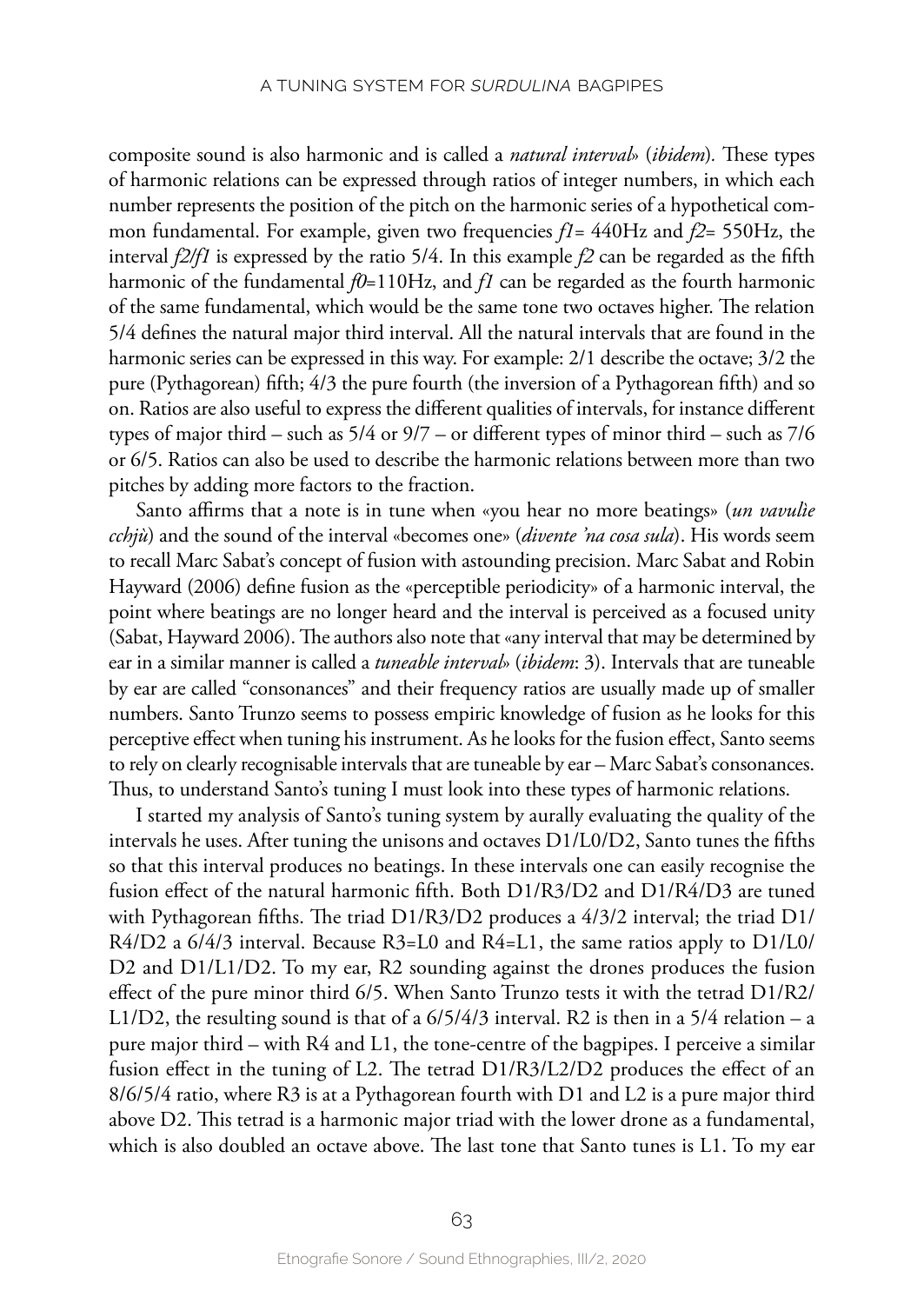composite sound is also harmonic and is called a *natural interval*» (*ibidem*). These types of harmonic relations can be expressed through ratios of integer numbers, in which each number represents the position of the pitch on the harmonic series of a hypothetical common fundamental. For example, given two frequencies $f1$= 440Hz and $f2$= 550Hz, the interval $f2/f1$ is expressed by the ratio 5/4. In this example $f2$ can be regarded as the fifth harmonic of the fundamental $f0$=110Hz, and $f1$ can be regarded as the fourth harmonic of the same fundamental, which would be the same tone two octaves higher. The relation 5/4 defines the natural major third interval. All the natural intervals that are found in the harmonic series can be expressed in this way. For example: 2/1 describe the octave; 3/2 the pure (Pythagorean) fifth; 4/3 the pure fourth (the inversion of a Pythagorean fifth) and so on. Ratios are also useful to express the different qualities of intervals, for instance different types of major third – such as 5/4 or 9/7 – or different types of minor third – such as 7/6 or 6/5. Ratios can also be used to describe the harmonic relations between more than two pitches by adding more factors to the fraction.

Santo affirms that a note is in tune when «you hear no more beatings» (*un vavulìe cchjù*) and the sound of the interval «becomes one» (*divente 'na cosa sula*). His words seem to recall Marc Sabat's concept of fusion with astounding precision. Marc Sabat and Robin Hayward (2006) define fusion as the «perceptible periodicity» of a harmonic interval, the point where beatings are no longer heard and the interval is perceived as a focused unity (Sabat, Hayward 2006). The authors also note that «any interval that may be determined by ear in a similar manner is called a *tuneable interval*» (*ibidem*: 3). Intervals that are tuneable by ear are called "consonances" and their frequency ratios are usually made up of smaller numbers. Santo Trunzo seems to possess empiric knowledge of fusion as he looks for this perceptive effect when tuning his instrument. As he looks for the fusion effect, Santo seems to rely on clearly recognisable intervals that are tuneable by ear – Marc Sabat's consonances. Thus, to understand Santo's tuning I must look into these types of harmonic relations.

I started my analysis of Santo's tuning system by aurally evaluating the quality of the intervals he uses. After tuning the unisons and octaves D1/L0/D2, Santo tunes the fifths so that this interval produces no beatings. In these intervals one can easily recognise the fusion effect of the natural harmonic fifth. Both D1/R3/D2 and D1/R4/D3 are tuned with Pythagorean fifths. The triad D1/R3/D2 produces a 4/3/2 interval; the triad D1/R4/D2 a 6/4/3 interval. Because R3=L0 and R4=L1, the same ratios apply to D1/L0/D2 and D1/L1/D2. To my ear, R2 sounding against the drones produces the fusion effect of the pure minor third 6/5. When Santo Trunzo tests it with the tetrad D1/R2/L1/D2, the resulting sound is that of a 6/5/4/3 interval. R2 is then in a 5/4 relation – a pure major third – with R4 and L1, the tone-centre of the bagpipes. I perceive a similar fusion effect in the tuning of L2. The tetrad D1/R3/L2/D2 produces the effect of an 8/6/5/4 ratio, where R3 is at a Pythagorean fourth with D1 and L2 is a pure major third above D2. This tetrad is a harmonic major triad with the lower drone as a fundamental, which is also doubled an octave above. The last tone that Santo tunes is L1. To my ear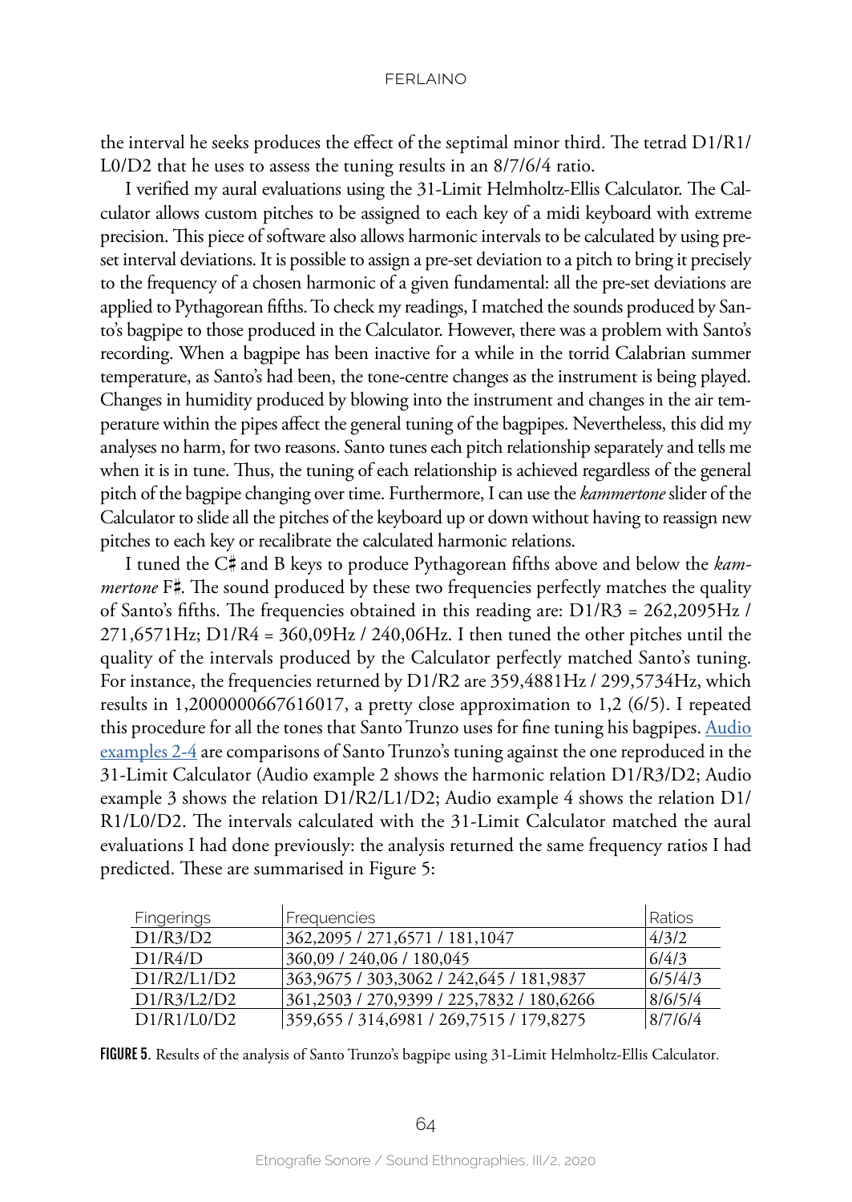the interval he seeks produces the effect of the septimal minor third. The tetrad D1/R1/L0/D2 that he uses to assess the tuning results in an 8/7/6/4 ratio.

I verified my aural evaluations using the 31-Limit Helmholtz-Ellis Calculator. The Calculator allows custom pitches to be assigned to each key of a midi keyboard with extreme precision. This piece of software also allows harmonic intervals to be calculated by using pre-set interval deviations. It is possible to assign a pre-set deviation to a pitch to bring it precisely to the frequency of a chosen harmonic of a given fundamental: all the pre-set deviations are applied to Pythagorean fifths. To check my readings, I matched the sounds produced by Santo's bagpipe to those produced in the Calculator. However, there was a problem with Santo's recording. When a bagpipe has been inactive for a while in the torrid Calabrian summer temperature, as Santo's had been, the tone-centre changes as the instrument is being played. Changes in humidity produced by blowing into the instrument and changes in the air temperature within the pipes affect the general tuning of the bagpipes. Nevertheless, this did my analyses no harm, for two reasons. Santo tunes each pitch relationship separately and tells me when it is in tune. Thus, the tuning of each relationship is achieved regardless of the general pitch of the bagpipe changing over time. Furthermore, I can use the *kammertone* slider of the Calculator to slide all the pitches of the keyboard up or down without having to reassign new pitches to each key or recalibrate the calculated harmonic relations.

I tuned the C♯ and B keys to produce Pythagorean fifths above and below the *kammertone* F♯. The sound produced by these two frequencies perfectly matches the quality of Santo's fifths. The frequencies obtained in this reading are: D1/R3 = 262,2095Hz / 271,6571Hz; D1/R4 = 360,09Hz / 240,06Hz. I then tuned the other pitches until the quality of the intervals produced by the Calculator perfectly matched Santo's tuning. For instance, the frequencies returned by D1/R2 are 359,4881Hz / 299,5734Hz, which results in 1,2000000667616017, a pretty close approximation to 1,2 (6/5). I repeated this procedure for all the tones that Santo Trunzo uses for fine tuning his bagpipes. Audio examples 2-4 are comparisons of Santo Trunzo's tuning against the one reproduced in the 31-Limit Calculator (Audio example 2 shows the harmonic relation D1/R3/D2; Audio example 3 shows the relation D1/R2/L1/D2; Audio example 4 shows the relation D1/R1/L0/D2. The intervals calculated with the 31-Limit Calculator matched the aural evaluations I had done previously: the analysis returned the same frequency ratios I had predicted. These are summarised in Figure 5:

| Fingerings | Frequencies | Ratios |
|---|---|---|
| D1/R3/D2 | 362,2095 / 271,6571 / 181,1047 | 4/3/2 |
| D1/R4/D | 360,09 / 240,06 / 180,045 | 6/4/3 |
| D1/R2/L1/D2 | 363,9675 / 303,3062 / 242,645 / 181,9837 | 6/5/4/3 |
| D1/R3/L2/D2 | 361,2503 / 270,9399 / 225,7832 / 180,6266 | 8/6/5/4 |
| D1/R1/L0/D2 | 359,655 / 314,6981 / 269,7515 / 179,8275 | 8/7/6/4 |

**FIGURE 5**. Results of the analysis of Santo Trunzo's bagpipe using 31-Limit Helmholtz-Ellis Calculator.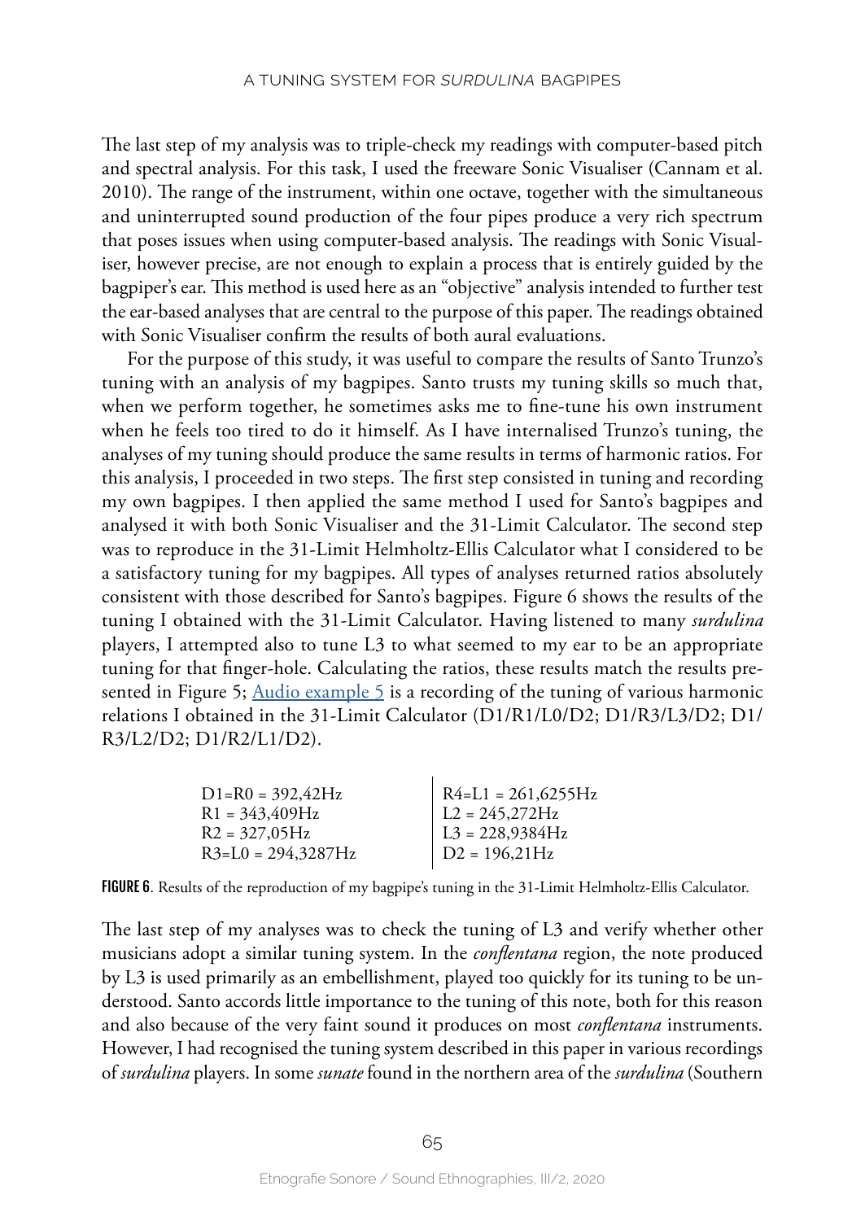The last step of my analysis was to triple-check my readings with computer-based pitch and spectral analysis. For this task, I used the freeware Sonic Visualiser (Cannam et al. 2010). The range of the instrument, within one octave, together with the simultaneous and uninterrupted sound production of the four pipes produce a very rich spectrum that poses issues when using computer-based analysis. The readings with Sonic Visualiser, however precise, are not enough to explain a process that is entirely guided by the bagpiper's ear. This method is used here as an "objective" analysis intended to further test the ear-based analyses that are central to the purpose of this paper. The readings obtained with Sonic Visualiser confirm the results of both aural evaluations.

For the purpose of this study, it was useful to compare the results of Santo Trunzo's tuning with an analysis of my bagpipes. Santo trusts my tuning skills so much that, when we perform together, he sometimes asks me to fine-tune his own instrument when he feels too tired to do it himself. As I have internalised Trunzo's tuning, the analyses of my tuning should produce the same results in terms of harmonic ratios. For this analysis, I proceeded in two steps. The first step consisted in tuning and recording my own bagpipes. I then applied the same method I used for Santo's bagpipes and analysed it with both Sonic Visualiser and the 31-Limit Calculator. The second step was to reproduce in the 31-Limit Helmholtz-Ellis Calculator what I considered to be a satisfactory tuning for my bagpipes. All types of analyses returned ratios absolutely consistent with those described for Santo's bagpipes. Figure 6 shows the results of the tuning I obtained with the 31-Limit Calculator. Having listened to many *surdulina* players, I attempted also to tune L3 to what seemed to my ear to be an appropriate tuning for that finger-hole. Calculating the ratios, these results match the results presented in Figure 5; Audio example 5 is a recording of the tuning of various harmonic relations I obtained in the 31-Limit Calculator (D1/R1/L0/D2; D1/R3/L3/D2; D1/R3/L2/D2; D1/R2/L1/D2).

| | |
|---|---|
| D1=R0 = 392,42Hz | R4=L1 = 261,6255Hz |
| R1 = 343,409Hz | L2 = 245,272Hz |
| R2 = 327,05Hz | L3 = 228,9384Hz |
| R3=L0 = 294,3287Hz | D2 = 196,21Hz |

**FIGURE 6**. Results of the reproduction of my bagpipe's tuning in the 31-Limit Helmholtz-Ellis Calculator.

The last step of my analyses was to check the tuning of L3 and verify whether other musicians adopt a similar tuning system. In the *conflentana* region, the note produced by L3 is used primarily as an embellishment, played too quickly for its tuning to be understood. Santo accords little importance to the tuning of this note, both for this reason and also because of the very faint sound it produces on most *conflentana* instruments. However, I had recognised the tuning system described in this paper in various recordings of *surdulina* players. In some *sunate* found in the northern area of the *surdulina* (Southern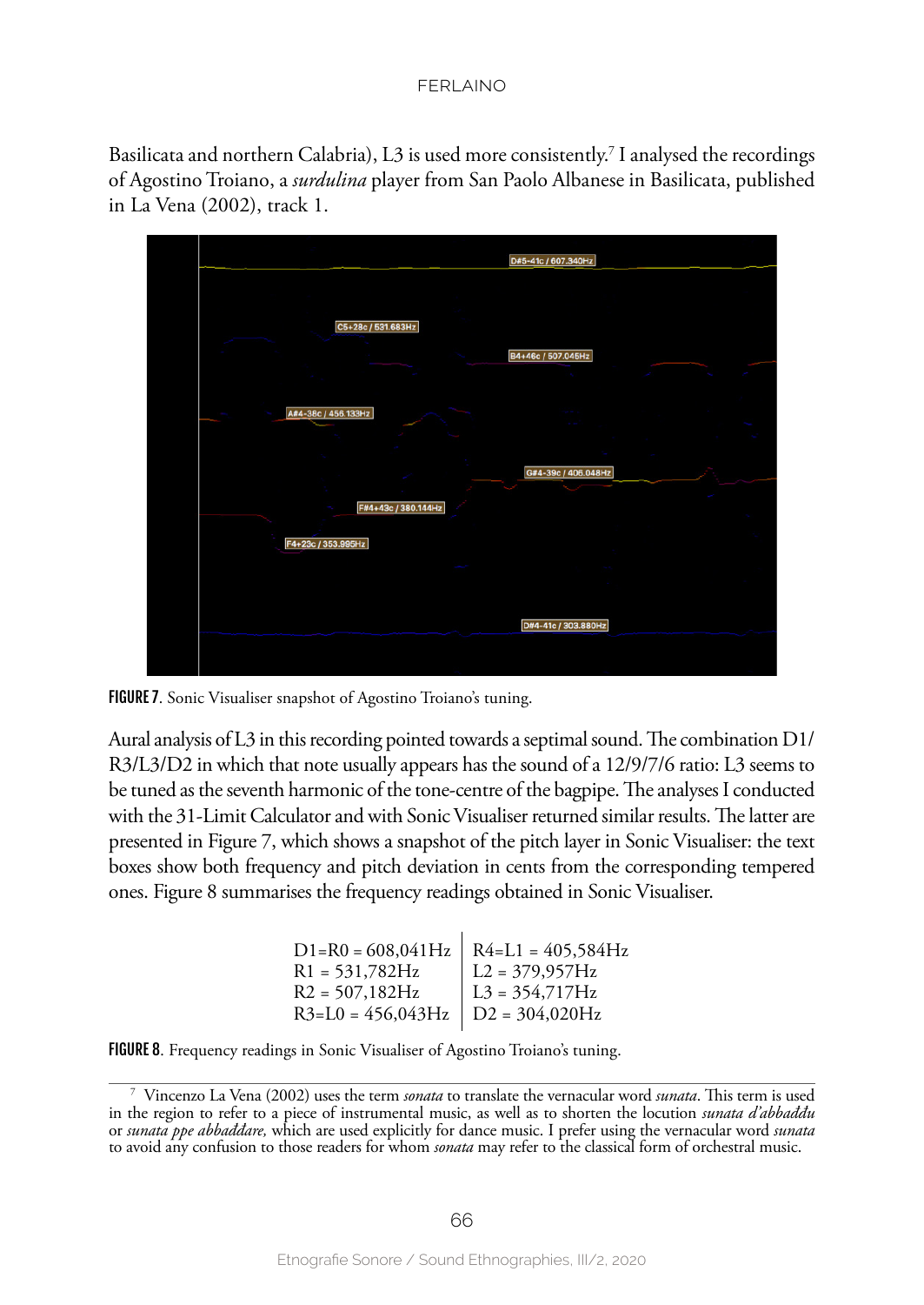Basilicata and northern Calabria), L3 is used more consistently.[7] I analysed the recordings of Agostino Troiano, a *surdulina* player from San Paolo Albanese in Basilicata, published in La Vena (2002), track 1.

D#5-41c / 607.340Hz
C5+28c / 531.683Hz
B4+46c / 507.045Hz
A#4-38c / 456.133Hz
G#4-39c / 406.048Hz
F#4+43c / 380.144Hz
F4+23c / 353.895Hz
D#4-41c / 303.880Hz

**FIGURE 7**. Sonic Visualiser snapshot of Agostino Troiano's tuning.

Aural analysis of L3 in this recording pointed towards a septimal sound. The combination D1/R3/L3/D2 in which that note usually appears has the sound of a 12/9/7/6 ratio: L3 seems to be tuned as the seventh harmonic of the tone-centre of the bagpipe. The analyses I conducted with the 31-Limit Calculator and with Sonic Visualiser returned similar results. The latter are presented in Figure 7, which shows a snapshot of the pitch layer in Sonic Visualiser: the text boxes show both frequency and pitch deviation in cents from the corresponding tempered ones. Figure 8 summarises the frequency readings obtained in Sonic Visualiser.

| | |
|---|---|
| D1=R0 = 608,041Hz | R4=L1 = 405,584Hz |
| R1 = 531,782Hz | L2 = 379,957Hz |
| R2 = 507,182Hz | L3 = 354,717Hz |
| R3=L0 = 456,043Hz | D2 = 304,020Hz |

**FIGURE 8**. Frequency readings in Sonic Visualiser of Agostino Troiano's tuning.

[7] Vincenzo La Vena (2002) uses the term *sonata* to translate the vernacular word *sunata*. This term is used in the region to refer to a piece of instrumental music, as well as to shorten the locution *sunata d'abbaddu* or *sunata ppe abbaddare,* which are used explicitly for dance music. I prefer using the vernacular word *sunata* to avoid any confusion to those readers for whom *sonata* may refer to the classical form of orchestral music.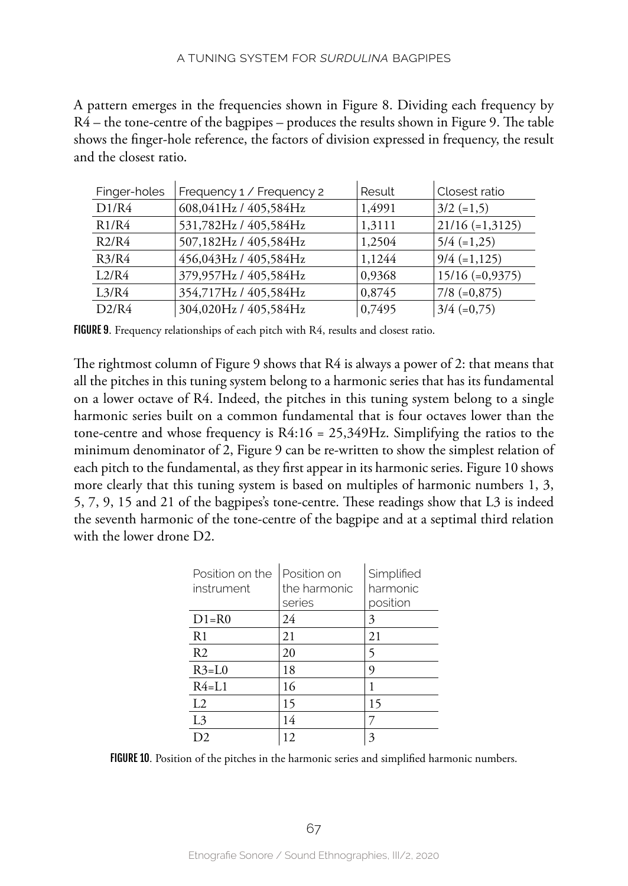A pattern emerges in the frequencies shown in Figure 8. Dividing each frequency by R4 – the tone-centre of the bagpipes – produces the results shown in Figure 9. The table shows the finger-hole reference, the factors of division expressed in frequency, the result and the closest ratio.

| Finger-holes | Frequency 1 / Frequency 2 | Result | Closest ratio |
|---|---|---|---|
| D1/R4 | 608,041Hz / 405,584Hz | 1,4991 | 3/2 (=1,5) |
| R1/R4 | 531,782Hz / 405,584Hz | 1,3111 | 21/16 (=1,3125) |
| R2/R4 | 507,182Hz / 405,584Hz | 1,2504 | 5/4 (=1,25) |
| R3/R4 | 456,043Hz / 405,584Hz | 1,1244 | 9/4 (=1,125) |
| L2/R4 | 379,957Hz / 405,584Hz | 0,9368 | 15/16 (=0,9375) |
| L3/R4 | 354,717Hz / 405,584Hz | 0,8745 | 7/8 (=0,875) |
| D2/R4 | 304,020Hz / 405,584Hz | 0,7495 | 3/4 (=0,75) |

**FIGURE 9**. Frequency relationships of each pitch with R4, results and closest ratio.

The rightmost column of Figure 9 shows that R4 is always a power of 2: that means that all the pitches in this tuning system belong to a harmonic series that has its fundamental on a lower octave of R4. Indeed, the pitches in this tuning system belong to a single harmonic series built on a common fundamental that is four octaves lower than the tone-centre and whose frequency is R4:16 = 25,349Hz. Simplifying the ratios to the minimum denominator of 2, Figure 9 can be re-written to show the simplest relation of each pitch to the fundamental, as they first appear in its harmonic series. Figure 10 shows more clearly that this tuning system is based on multiples of harmonic numbers 1, 3, 5, 7, 9, 15 and 21 of the bagpipes's tone-centre. These readings show that L3 is indeed the seventh harmonic of the tone-centre of the bagpipe and at a septimal third relation with the lower drone D2.

| Position on the instrument | Position on the harmonic series | Simplified harmonic position |
|---|---|---|
| D1=R0 | 24 | 3 |
| R1 | 21 | 21 |
| R2 | 20 | 5 |
| R3=L0 | 18 | 9 |
| R4=L1 | 16 | 1 |
| L2 | 15 | 15 |
| L3 | 14 | 7 |
| D2 | 12 | 3 |

**FIGURE 10**. Position of the pitches in the harmonic series and simplified harmonic numbers.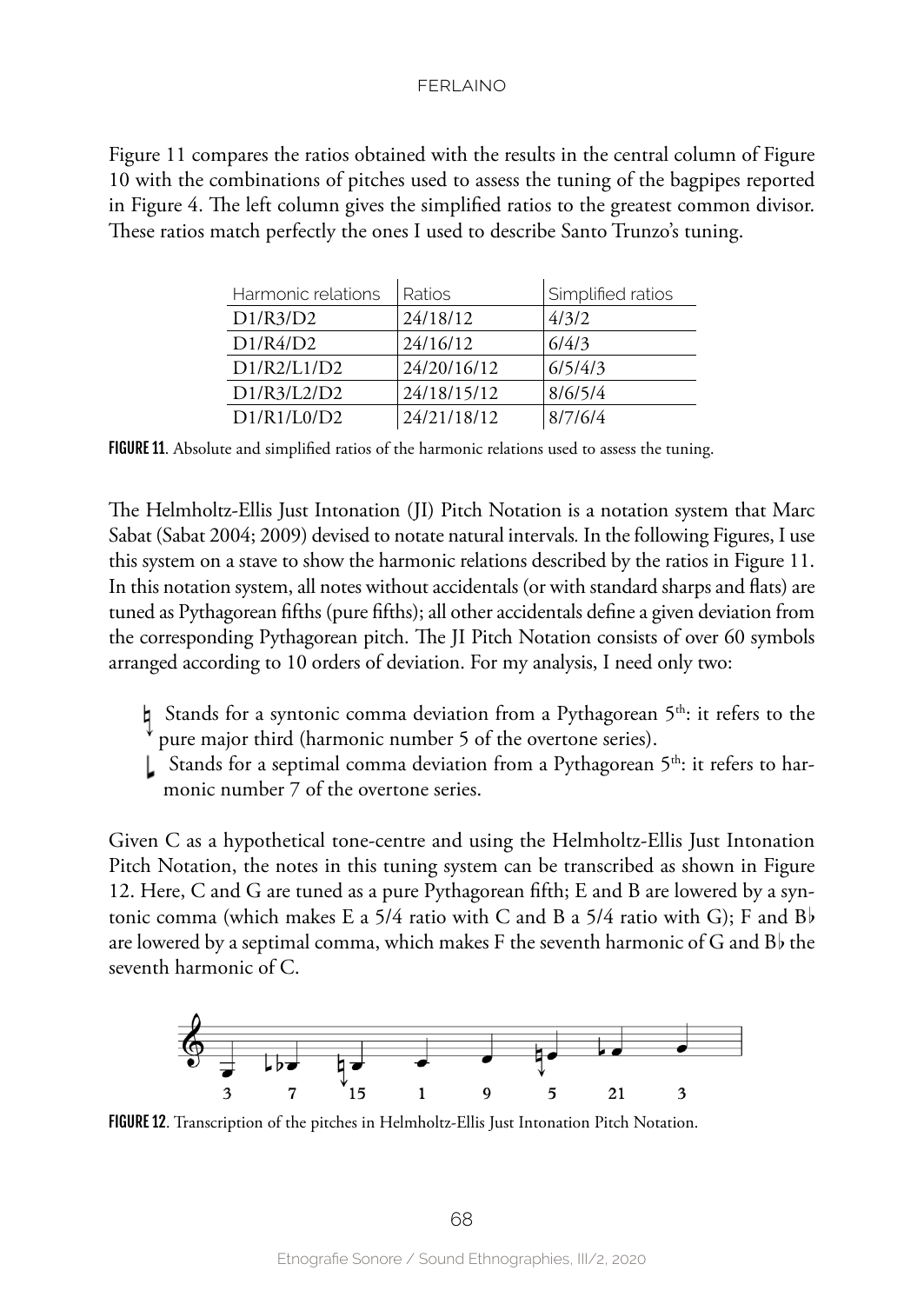Figure 11 compares the ratios obtained with the results in the central column of Figure 10 with the combinations of pitches used to assess the tuning of the bagpipes reported in Figure 4. The left column gives the simplified ratios to the greatest common divisor. These ratios match perfectly the ones I used to describe Santo Trunzo's tuning.

| Harmonic relations | Ratios | Simplified ratios |
|---|---|---|
| D1/R3/D2 | 24/18/12 | 4/3/2 |
| D1/R4/D2 | 24/16/12 | 6/4/3 |
| D1/R2/L1/D2 | 24/20/16/12 | 6/5/4/3 |
| D1/R3/L2/D2 | 24/18/15/12 | 8/6/5/4 |
| D1/R1/L0/D2 | 24/21/18/12 | 8/7/6/4 |

**FIGURE 11**. Absolute and simplified ratios of the harmonic relations used to assess the tuning.

The Helmholtz-Ellis Just Intonation (JI) Pitch Notation is a notation system that Marc Sabat (Sabat 2004; 2009) devised to notate natural intervals. In the following Figures, I use this system on a stave to show the harmonic relations described by the ratios in Figure 11. In this notation system, all notes without accidentals (or with standard sharps and flats) are tuned as Pythagorean fifths (pure fifths); all other accidentals define a given deviation from the corresponding Pythagorean pitch. The JI Pitch Notation consists of over 60 symbols arranged according to 10 orders of deviation. For my analysis, I need only two:

- ♮ Stands for a syntonic comma deviation from a Pythagorean 5[th]: it refers to the pure major third (harmonic number 5 of the overtone series).
- Stands for a septimal comma deviation from a Pythagorean 5[th]: it refers to harmonic number 7 of the overtone series.

Given C as a hypothetical tone-centre and using the Helmholtz-Ellis Just Intonation Pitch Notation, the notes in this tuning system can be transcribed as shown in Figure 12. Here, C and G are tuned as a pure Pythagorean fifth; E and B are lowered by a syntonic comma (which makes E a 5/4 ratio with C and B a 5/4 ratio with G); F and B♭ are lowered by a septimal comma, which makes F the seventh harmonic of G and B♭ the seventh harmonic of C.

3 7 15 1 9 5 21 3

**FIGURE 12**. Transcription of the pitches in Helmholtz-Ellis Just Intonation Pitch Notation.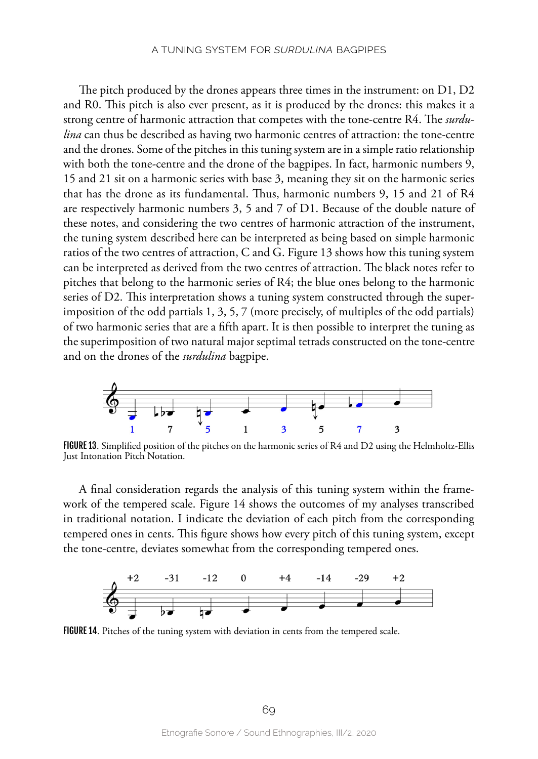The pitch produced by the drones appears three times in the instrument: on D1, D2 and R0. This pitch is also ever present, as it is produced by the drones: this makes it a strong centre of harmonic attraction that competes with the tone-centre R4. The *surdulina* can thus be described as having two harmonic centres of attraction: the tone-centre and the drones. Some of the pitches in this tuning system are in a simple ratio relationship with both the tone-centre and the drone of the bagpipes. In fact, harmonic numbers 9, 15 and 21 sit on a harmonic series with base 3, meaning they sit on the harmonic series that has the drone as its fundamental. Thus, harmonic numbers 9, 15 and 21 of R4 are respectively harmonic numbers 3, 5 and 7 of D1. Because of the double nature of these notes, and considering the two centres of harmonic attraction of the instrument, the tuning system described here can be interpreted as being based on simple harmonic ratios of the two centres of attraction, C and G. Figure 13 shows how this tuning system can be interpreted as derived from the two centres of attraction. The black notes refer to pitches that belong to the harmonic series of R4; the blue ones belong to the harmonic series of D2. This interpretation shows a tuning system constructed through the superimposition of the odd partials 1, 3, 5, 7 (more precisely, of multiples of the odd partials) of two harmonic series that are a fifth apart. It is then possible to interpret the tuning as the superimposition of two natural major septimal tetrads constructed on the tone-centre and on the drones of the *surdulina* bagpipe.

1 7 5 1 3 5 7 3

**FIGURE 13**. Simplified position of the pitches on the harmonic series of R4 and D2 using the Helmholtz-Ellis Just Intonation Pitch Notation.

A final consideration regards the analysis of this tuning system within the framework of the tempered scale. Figure 14 shows the outcomes of my analyses transcribed in traditional notation. I indicate the deviation of each pitch from the corresponding tempered ones in cents. This figure shows how every pitch of this tuning system, except the tone-centre, deviates somewhat from the corresponding tempered ones.

+2 -31 -12 0 +4 -14 -29 +2

**FIGURE 14**. Pitches of the tuning system with deviation in cents from the tempered scale.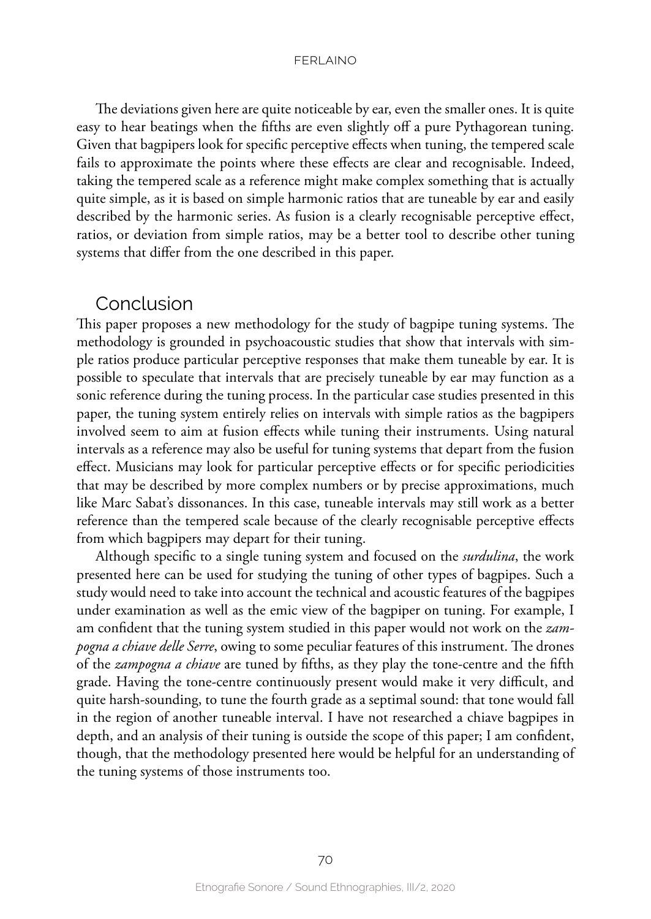The deviations given here are quite noticeable by ear, even the smaller ones. It is quite easy to hear beatings when the fifths are even slightly off a pure Pythagorean tuning. Given that bagpipers look for specific perceptive effects when tuning, the tempered scale fails to approximate the points where these effects are clear and recognisable. Indeed, taking the tempered scale as a reference might make complex something that is actually quite simple, as it is based on simple harmonic ratios that are tuneable by ear and easily described by the harmonic series. As fusion is a clearly recognisable perceptive effect, ratios, or deviation from simple ratios, may be a better tool to describe other tuning systems that differ from the one described in this paper.

## Conclusion

This paper proposes a new methodology for the study of bagpipe tuning systems. The methodology is grounded in psychoacoustic studies that show that intervals with simple ratios produce particular perceptive responses that make them tuneable by ear. It is possible to speculate that intervals that are precisely tuneable by ear may function as a sonic reference during the tuning process. In the particular case studies presented in this paper, the tuning system entirely relies on intervals with simple ratios as the bagpipers involved seem to aim at fusion effects while tuning their instruments. Using natural intervals as a reference may also be useful for tuning systems that depart from the fusion effect. Musicians may look for particular perceptive effects or for specific periodicities that may be described by more complex numbers or by precise approximations, much like Marc Sabat's dissonances. In this case, tuneable intervals may still work as a better reference than the tempered scale because of the clearly recognisable perceptive effects from which bagpipers may depart for their tuning.

Although specific to a single tuning system and focused on the *surdulina*, the work presented here can be used for studying the tuning of other types of bagpipes. Such a study would need to take into account the technical and acoustic features of the bagpipes under examination as well as the emic view of the bagpiper on tuning. For example, I am confident that the tuning system studied in this paper would not work on the *zampogna a chiave delle Serre*, owing to some peculiar features of this instrument. The drones of the *zampogna a chiave* are tuned by fifths, as they play the tone-centre and the fifth grade. Having the tone-centre continuously present would make it very difficult, and quite harsh-sounding, to tune the fourth grade as a septimal sound: that tone would fall in the region of another tuneable interval. I have not researched a chiave bagpipes in depth, and an analysis of their tuning is outside the scope of this paper; I am confident, though, that the methodology presented here would be helpful for an understanding of the tuning systems of those instruments too.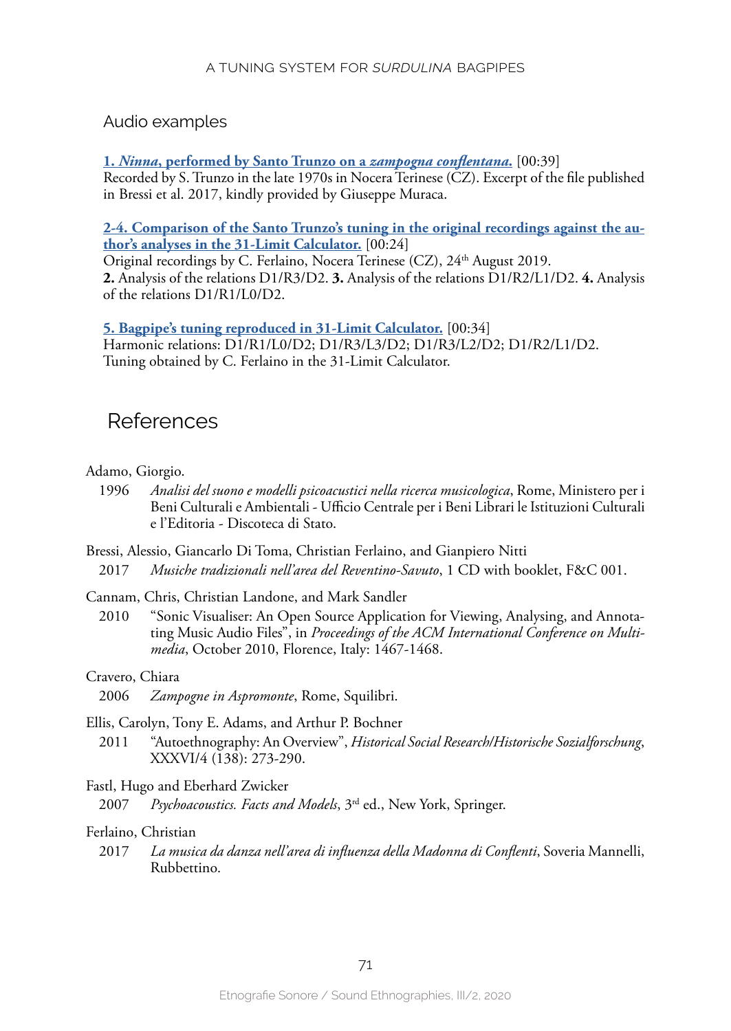## Audio examples

**1. *Ninna*, performed by Santo Trunzo on a *zampogna conflentana.*** [00:39]
Recorded by S. Trunzo in the late 1970s in Nocera Terinese (CZ). Excerpt of the file published in Bressi et al. 2017, kindly provided by Giuseppe Muraca.

**2-4. Comparison of the Santo Trunzo's tuning in the original recordings against the author's analyses in the 31-Limit Calculator.** [00:24]
Original recordings by C. Ferlaino, Nocera Terinese (CZ), 24th August 2019.
**2.** Analysis of the relations D1/R3/D2. **3.** Analysis of the relations D1/R2/L1/D2. **4.** Analysis of the relations D1/R1/L0/D2.

**5. Bagpipe's tuning reproduced in 31-Limit Calculator.** [00:34]
Harmonic relations: D1/R1/L0/D2; D1/R3/L3/D2; D1/R3/L2/D2; D1/R2/L1/D2.
Tuning obtained by C. Ferlaino in the 31-Limit Calculator.

## References

Adamo, Giorgio.
1996 *Analisi del suono e modelli psicoacustici nella ricerca musicologica*, Rome, Ministero per i Beni Culturali e Ambientali - Ufficio Centrale per i Beni Librari le Istituzioni Culturali e l'Editoria - Discoteca di Stato.

Bressi, Alessio, Giancarlo Di Toma, Christian Ferlaino, and Gianpiero Nitti
2017 *Musiche tradizionali nell'area del Reventino-Savuto*, 1 CD with booklet, F&C 001.

Cannam, Chris, Christian Landone, and Mark Sandler
2010 "Sonic Visualiser: An Open Source Application for Viewing, Analysing, and Annotating Music Audio Files", in *Proceedings of the ACM International Conference on Multimedia*, October 2010, Florence, Italy: 1467-1468.

Cravero, Chiara
2006 *Zampogne in Aspromonte*, Rome, Squilibri.

Ellis, Carolyn, Tony E. Adams, and Arthur P. Bochner
2011 "Autoethnography: An Overview", *Historical Social Research/Historische Sozialforschung*, XXXVI/4 (138): 273-290.

Fastl, Hugo and Eberhard Zwicker
2007 *Psychoacoustics. Facts and Models*, 3rd ed., New York, Springer.

Ferlaino, Christian
2017 *La musica da danza nell'area di influenza della Madonna di Conflenti*, Soveria Mannelli, Rubbettino.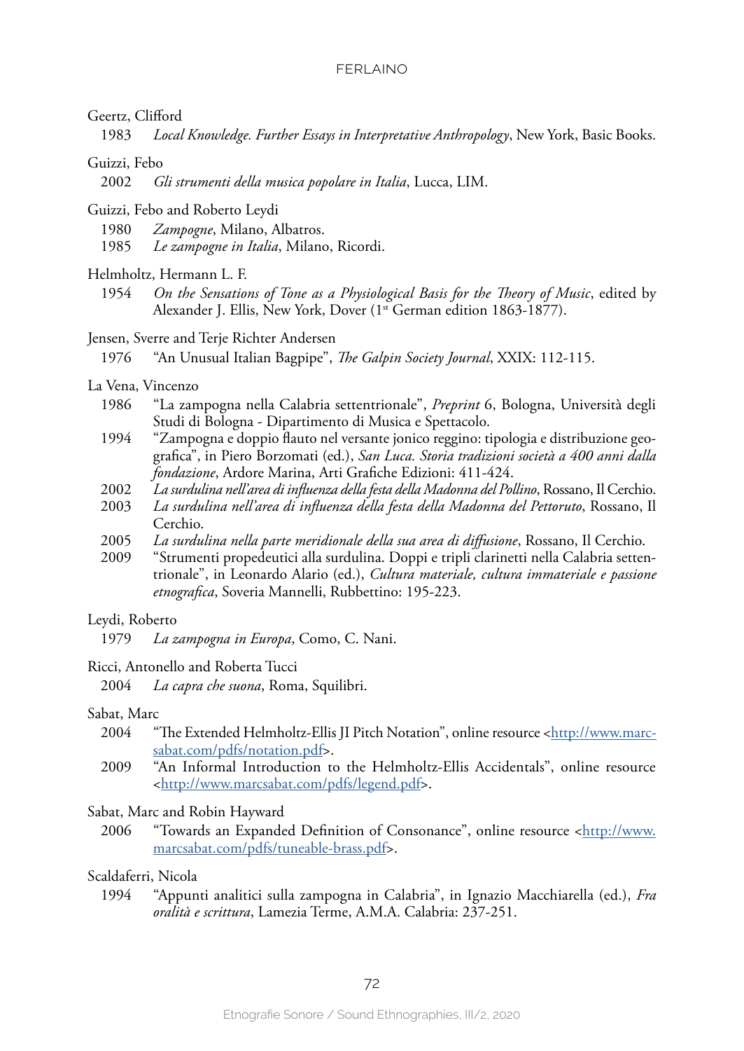Geertz, Clifford

1983 *Local Knowledge. Further Essays in Interpretative Anthropology*, New York, Basic Books.

Guizzi, Febo

2002 *Gli strumenti della musica popolare in Italia*, Lucca, LIM.

Guizzi, Febo and Roberto Leydi

1980 *Zampogne*, Milano, Albatros.

1985 *Le zampogne in Italia*, Milano, Ricordi.

Helmholtz, Hermann L. F.

1954 *On the Sensations of Tone as a Physiological Basis for the Theory of Music*, edited by Alexander J. Ellis, New York, Dover (1st German edition 1863-1877).

Jensen, Sverre and Terje Richter Andersen

1976 "An Unusual Italian Bagpipe", *The Galpin Society Journal*, XXIX: 112-115.

La Vena, Vincenzo

1986 "La zampogna nella Calabria settentrionale", *Preprint* 6, Bologna, Università degli Studi di Bologna - Dipartimento di Musica e Spettacolo.

1994 "Zampogna e doppio flauto nel versante jonico reggino: tipologia e distribuzione geografica", in Piero Borzomati (ed.), *San Luca. Storia tradizioni società a 400 anni dalla fondazione*, Ardore Marina, Arti Grafiche Edizioni: 411-424.

2002 *La surdulina nell'area di influenza della festa della Madonna del Pollino*, Rossano, Il Cerchio.

2003 *La surdulina nell'area di influenza della festa della Madonna del Pettoruto*, Rossano, Il Cerchio.

2005 *La surdulina nella parte meridionale della sua area di diffusione*, Rossano, Il Cerchio.

2009 "Strumenti propedeutici alla surdulina. Doppi e tripli clarinetti nella Calabria settentrionale", in Leonardo Alario (ed.), *Cultura materiale, cultura immateriale e passione etnografica*, Soveria Mannelli, Rubbettino: 195-223.

Leydi, Roberto

1979 *La zampogna in Europa*, Como, C. Nani.

Ricci, Antonello and Roberta Tucci

2004 *La capra che suona*, Roma, Squilibri.

Sabat, Marc

2004 "The Extended Helmholtz-Ellis JI Pitch Notation", online resource <http://www.marcsabat.com/pdfs/notation.pdf>.

2009 "An Informal Introduction to the Helmholtz-Ellis Accidentals", online resource <http://www.marcsabat.com/pdfs/legend.pdf>.

Sabat, Marc and Robin Hayward

2006 "Towards an Expanded Definition of Consonance", online resource <http://www.marcsabat.com/pdfs/tuneable-brass.pdf>.

Scaldaferri, Nicola

1994 "Appunti analitici sulla zampogna in Calabria", in Ignazio Macchiarella (ed.), *Fra oralità e scrittura*, Lamezia Terme, A.M.A. Calabria: 237-251.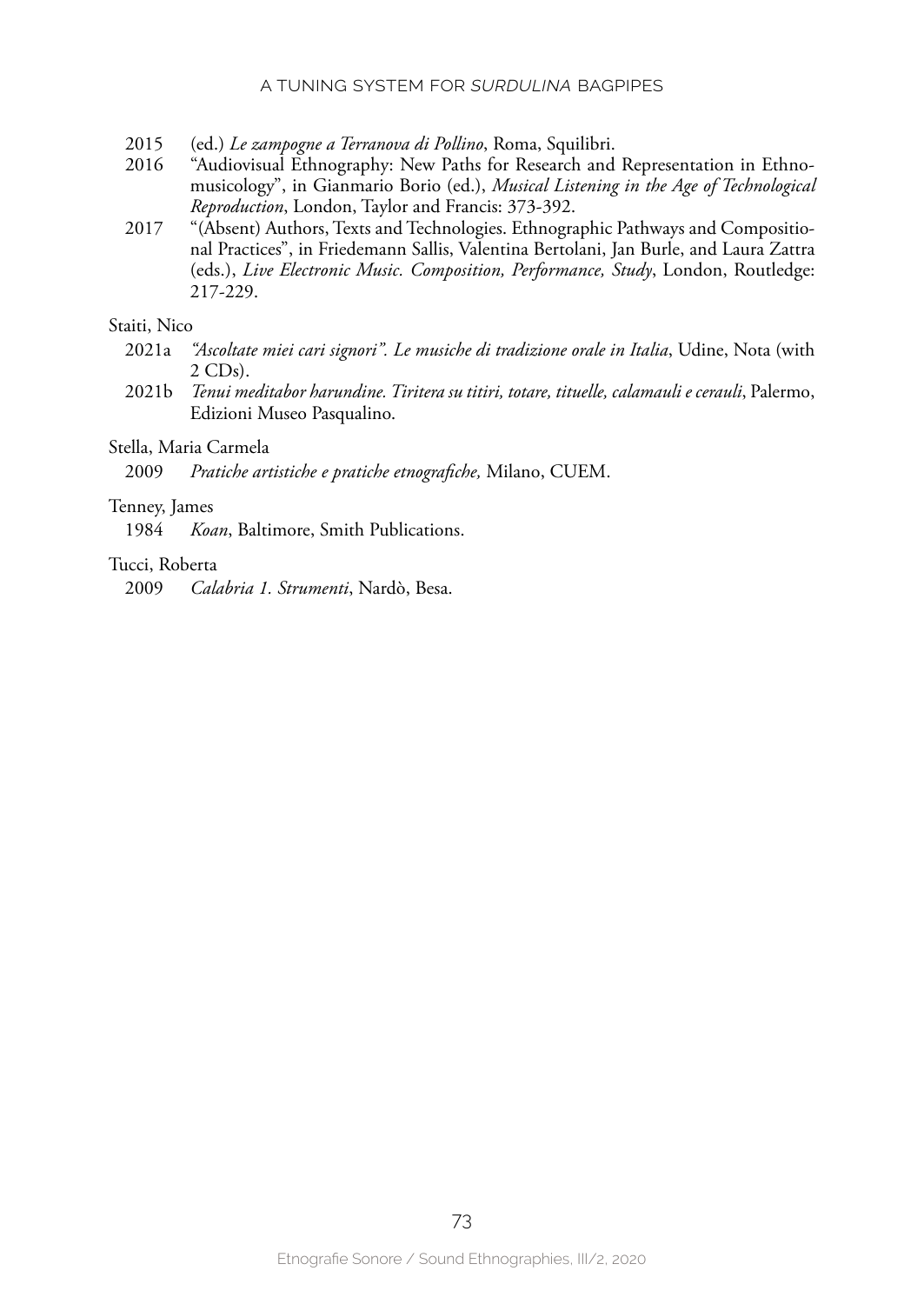2015 (ed.) *Le zampogne a Terranova di Pollino*, Roma, Squilibri.

2016 "Audiovisual Ethnography: New Paths for Research and Representation in Ethnomusicology", in Gianmario Borio (ed.), *Musical Listening in the Age of Technological Reproduction*, London, Taylor and Francis: 373-392.

2017 "(Absent) Authors, Texts and Technologies. Ethnographic Pathways and Compositional Practices", in Friedemann Sallis, Valentina Bertolani, Jan Burle, and Laura Zattra (eds.), *Live Electronic Music. Composition, Performance, Study*, London, Routledge: 217-229.

Staiti, Nico

2021a *"Ascoltate miei cari signori". Le musiche di tradizione orale in Italia*, Udine, Nota (with 2 CDs).

2021b *Tenui meditabor harundine. Tiritera su titiri, totare, tituelle, calamauli e cerauli*, Palermo, Edizioni Museo Pasqualino.

Stella, Maria Carmela

2009 *Pratiche artistiche e pratiche etnografiche,* Milano, CUEM.

Tenney, James

1984 *Koan*, Baltimore, Smith Publications.

Tucci, Roberta

2009 *Calabria 1. Strumenti*, Nardò, Besa.